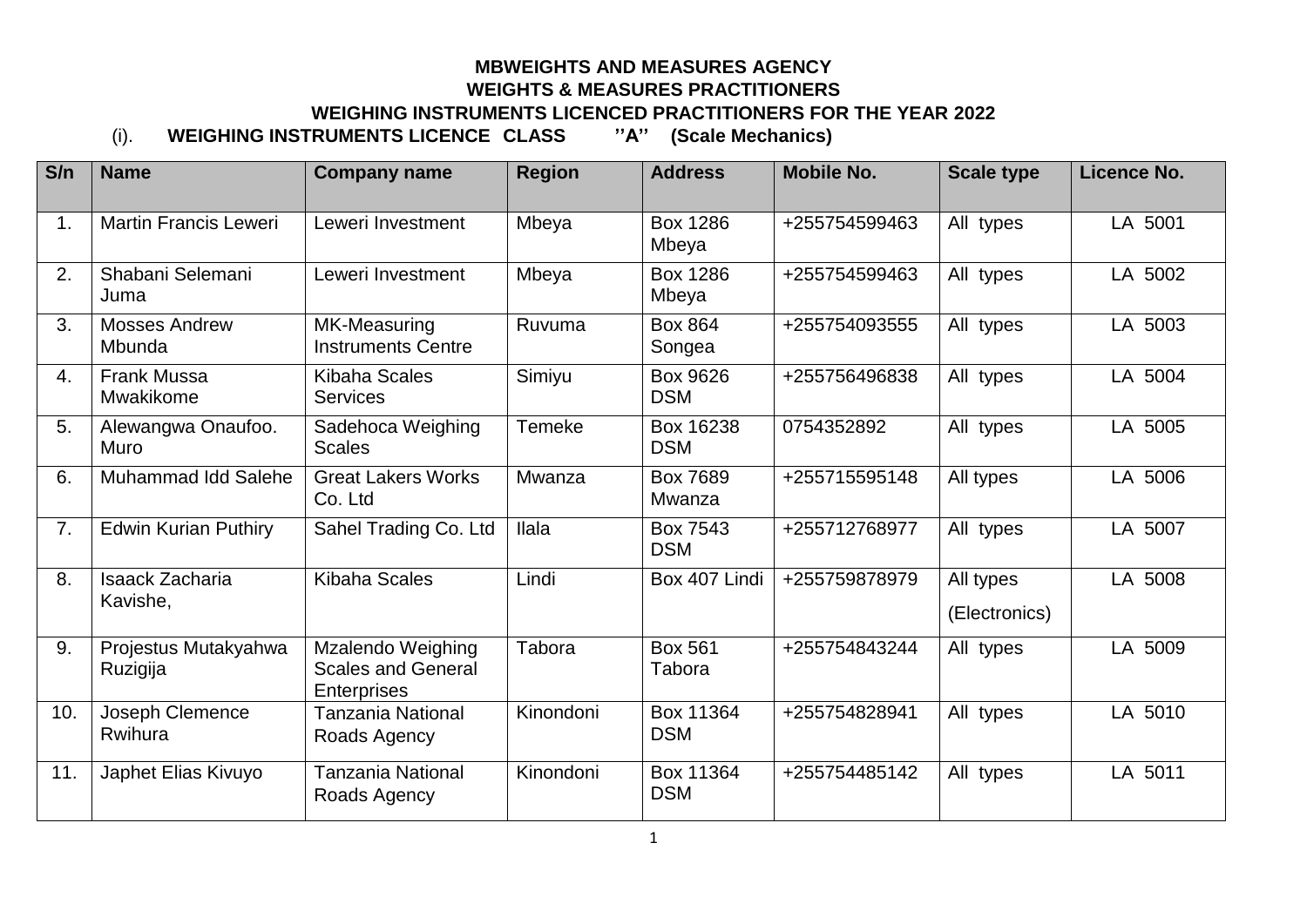**MBWEIGHTS AND MEASURES AGENCY**

**WEIGHTS & MEASURES PRACTITIONERS**

**WEIGHING INSTRUMENTS LICENCED PRACTITIONERS FOR THE YEAR 2022**

(i). **WEIGHING INSTRUMENTS LICENCE CLASS ''A'' (Scale Mechanics)**

| S/n | Name | Company name | Region | Address | Mobile No. | Scale type | Licence No. |
|---|---|---|---|---|---|---|---|
| 1. | Martin Francis Leweri | Leweri Investment | Mbeya | Box 1286 Mbeya | +255754599463 | All types | LA 5001 |
| 2. | Shabani Selemani Juma | Leweri Investment | Mbeya | Box 1286 Mbeya | +255754599463 | All types | LA 5002 |
| 3. | Mosses Andrew Mbunda | MK-Measuring Instruments Centre | Ruvuma | Box 864 Songea | +255754093555 | All types | LA 5003 |
| 4. | Frank Mussa Mwakikome | Kibaha Scales Services | Simiyu | Box 9626 DSM | +255756496838 | All types | LA 5004 |
| 5. | Alewangwa Onaufoo. Muro | Sadehoca Weighing Scales | Temeke | Box 16238 DSM | 0754352892 | All types | LA 5005 |
| 6. | Muhammad Idd Salehe | Great Lakers Works Co. Ltd | Mwanza | Box 7689 Mwanza | +255715595148 | All types | LA 5006 |
| 7. | Edwin Kurian Puthiry | Sahel Trading Co. Ltd | Ilala | Box 7543 DSM | +255712768977 | All types | LA 5007 |
| 8. | Isaack Zacharia Kavishe, | Kibaha Scales | Lindi | Box 407 Lindi | +255759878979 | All types (Electronics) | LA 5008 |
| 9. | Projestus Mutakyahwa Ruzigija | Mzalendo Weighing Scales and General Enterprises | Tabora | Box 561 Tabora | +255754843244 | All types | LA 5009 |
| 10. | Joseph Clemence Rwihura | Tanzania National Roads Agency | Kinondoni | Box 11364 DSM | +255754828941 | All types | LA 5010 |
| 11. | Japhet Elias Kivuyo | Tanzania National Roads Agency | Kinondoni | Box 11364 DSM | +255754485142 | All types | LA 5011 |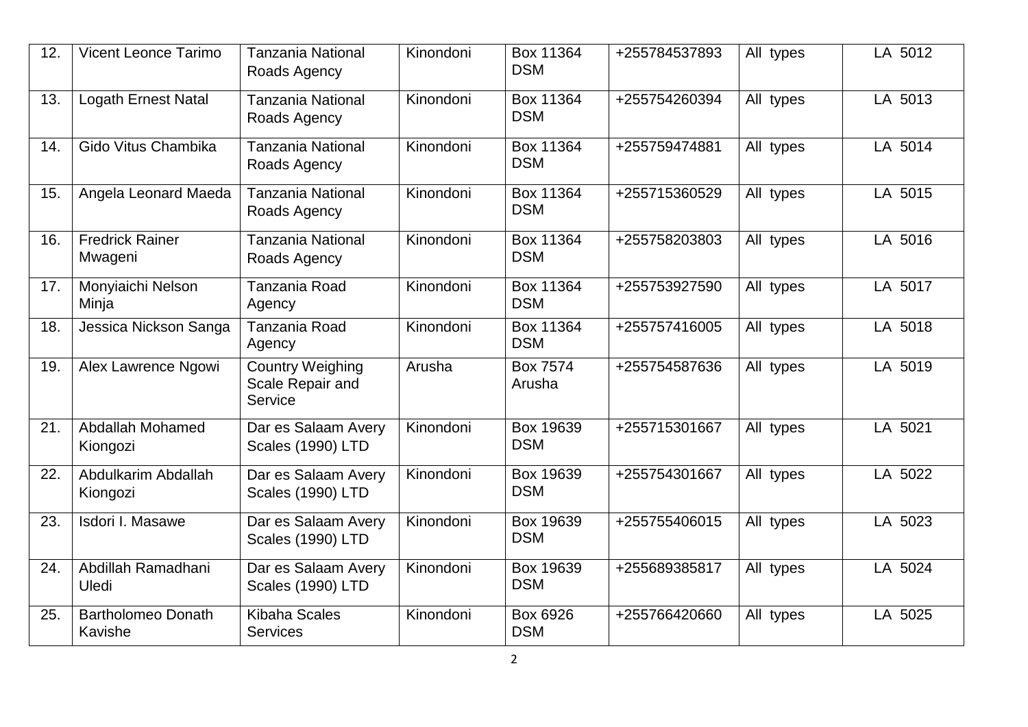| 12. | Vicent Leonce Tarimo | Tanzania National Roads Agency | Kinondoni | Box 11364 DSM | +255784537893 | All types | LA 5012 |
|---|---|---|---|---|---|---|---|
| 13. | Logath Ernest Natal | Tanzania National Roads Agency | Kinondoni | Box 11364 DSM | +255754260394 | All types | LA 5013 |
| 14. | Gido Vitus Chambika | Tanzania National Roads Agency | Kinondoni | Box 11364 DSM | +255759474881 | All types | LA 5014 |
| 15. | Angela Leonard Maeda | Tanzania National Roads Agency | Kinondoni | Box 11364 DSM | +255715360529 | All types | LA 5015 |
| 16. | Fredrick Rainer Mwageni | Tanzania National Roads Agency | Kinondoni | Box 11364 DSM | +255758203803 | All types | LA 5016 |
| 17. | Monyiaichi Nelson Minja | Tanzania Road Agency | Kinondoni | Box 11364 DSM | +255753927590 | All types | LA 5017 |
| 18. | Jessica Nickson Sanga | Tanzania Road Agency | Kinondoni | Box 11364 DSM | +255757416005 | All types | LA 5018 |
| 19. | Alex Lawrence Ngowi | Country Weighing Scale Repair and Service | Arusha | Box 7574 Arusha | +255754587636 | All types | LA 5019 |
| 21. | Abdallah Mohamed Kiongozi | Dar es Salaam Avery Scales (1990) LTD | Kinondoni | Box 19639 DSM | +255715301667 | All types | LA 5021 |
| 22. | Abdulkarim Abdallah Kiongozi | Dar es Salaam Avery Scales (1990) LTD | Kinondoni | Box 19639 DSM | +255754301667 | All types | LA 5022 |
| 23. | Isdori I. Masawe | Dar es Salaam Avery Scales (1990) LTD | Kinondoni | Box 19639 DSM | +255755406015 | All types | LA 5023 |
| 24. | Abdillah Ramadhani Uledi | Dar es Salaam Avery Scales (1990) LTD | Kinondoni | Box 19639 DSM | +255689385817 | All types | LA 5024 |
| 25. | Bartholomeo Donath Kavishe | Kibaha Scales Services | Kinondoni | Box 6926 DSM | +255766420660 | All types | LA 5025 |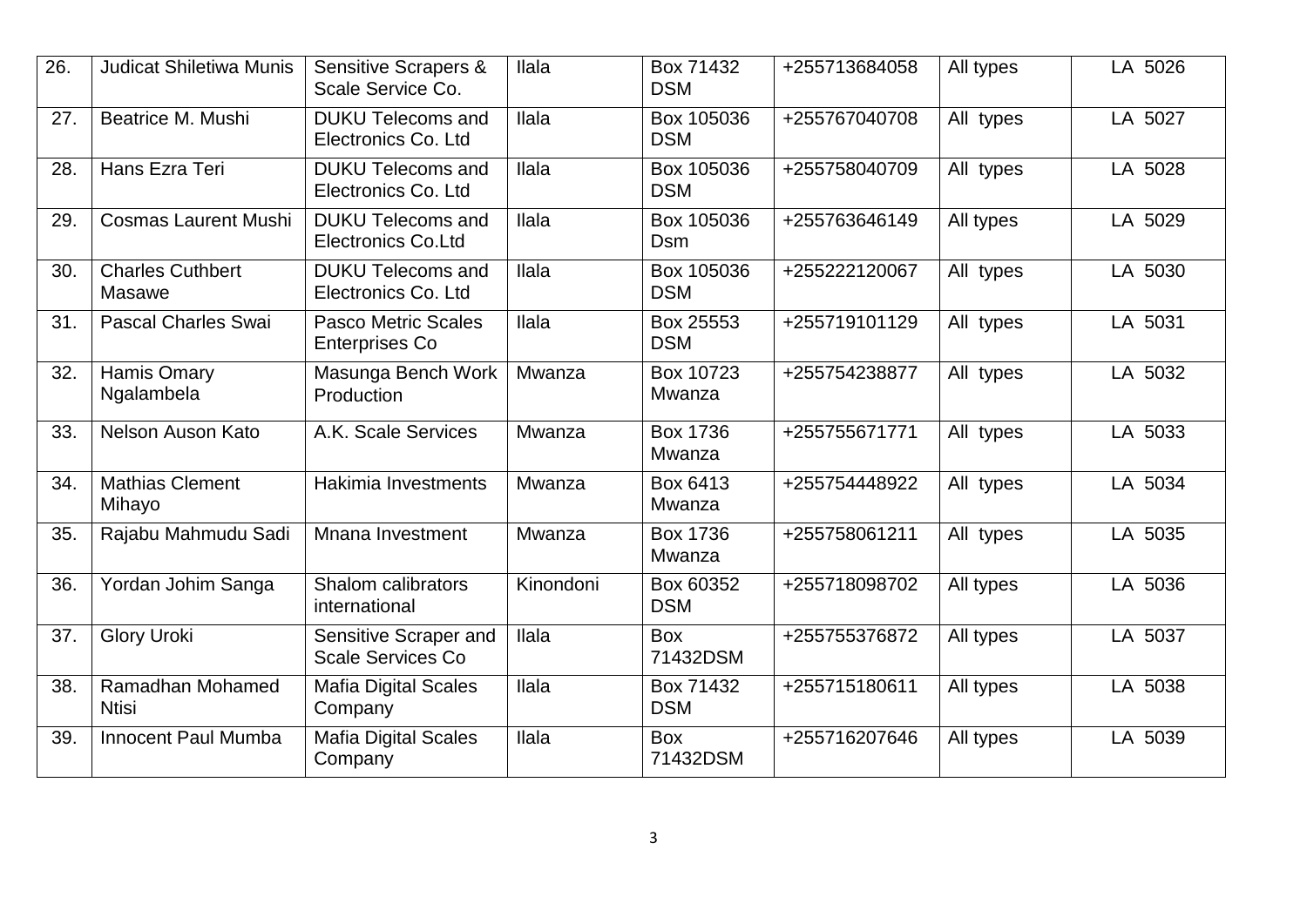| 26. | Judicat Shiletiwa Munis | Sensitive Scrapers & Scale Service Co. | Ilala | Box 71432 DSM | +255713684058 | All types | LA 5026 |
|---|---|---|---|---|---|---|---|
| 27. | Beatrice M. Mushi | DUKU Telecoms and Electronics Co. Ltd | Ilala | Box 105036 DSM | +255767040708 | All types | LA 5027 |
| 28. | Hans Ezra Teri | DUKU Telecoms and Electronics Co. Ltd | Ilala | Box 105036 DSM | +255758040709 | All types | LA 5028 |
| 29. | Cosmas Laurent Mushi | DUKU Telecoms and Electronics Co.Ltd | Ilala | Box 105036 Dsm | +255763646149 | All types | LA 5029 |
| 30. | Charles Cuthbert Masawe | DUKU Telecoms and Electronics Co. Ltd | Ilala | Box 105036 DSM | +255222120067 | All types | LA 5030 |
| 31. | Pascal Charles Swai | Pasco Metric Scales Enterprises Co | Ilala | Box 25553 DSM | +255719101129 | All types | LA 5031 |
| 32. | Hamis Omary Ngalambela | Masunga Bench Work Production | Mwanza | Box 10723 Mwanza | +255754238877 | All types | LA 5032 |
| 33. | Nelson Auson Kato | A.K. Scale Services | Mwanza | Box 1736 Mwanza | +255755671771 | All types | LA 5033 |
| 34. | Mathias Clement Mihayo | Hakimia Investments | Mwanza | Box 6413 Mwanza | +255754448922 | All types | LA 5034 |
| 35. | Rajabu Mahmudu Sadi | Mnana Investment | Mwanza | Box 1736 Mwanza | +255758061211 | All types | LA 5035 |
| 36. | Yordan Johim Sanga | Shalom calibrators international | Kinondoni | Box 60352 DSM | +255718098702 | All types | LA 5036 |
| 37. | Glory Uroki | Sensitive Scraper and Scale Services Co | Ilala | Box 71432DSM | +255755376872 | All types | LA 5037 |
| 38. | Ramadhan Mohamed Ntisi | Mafia Digital Scales Company | Ilala | Box 71432 DSM | +255715180611 | All types | LA 5038 |
| 39. | Innocent Paul Mumba | Mafia Digital Scales Company | Ilala | Box 71432DSM | +255716207646 | All types | LA 5039 |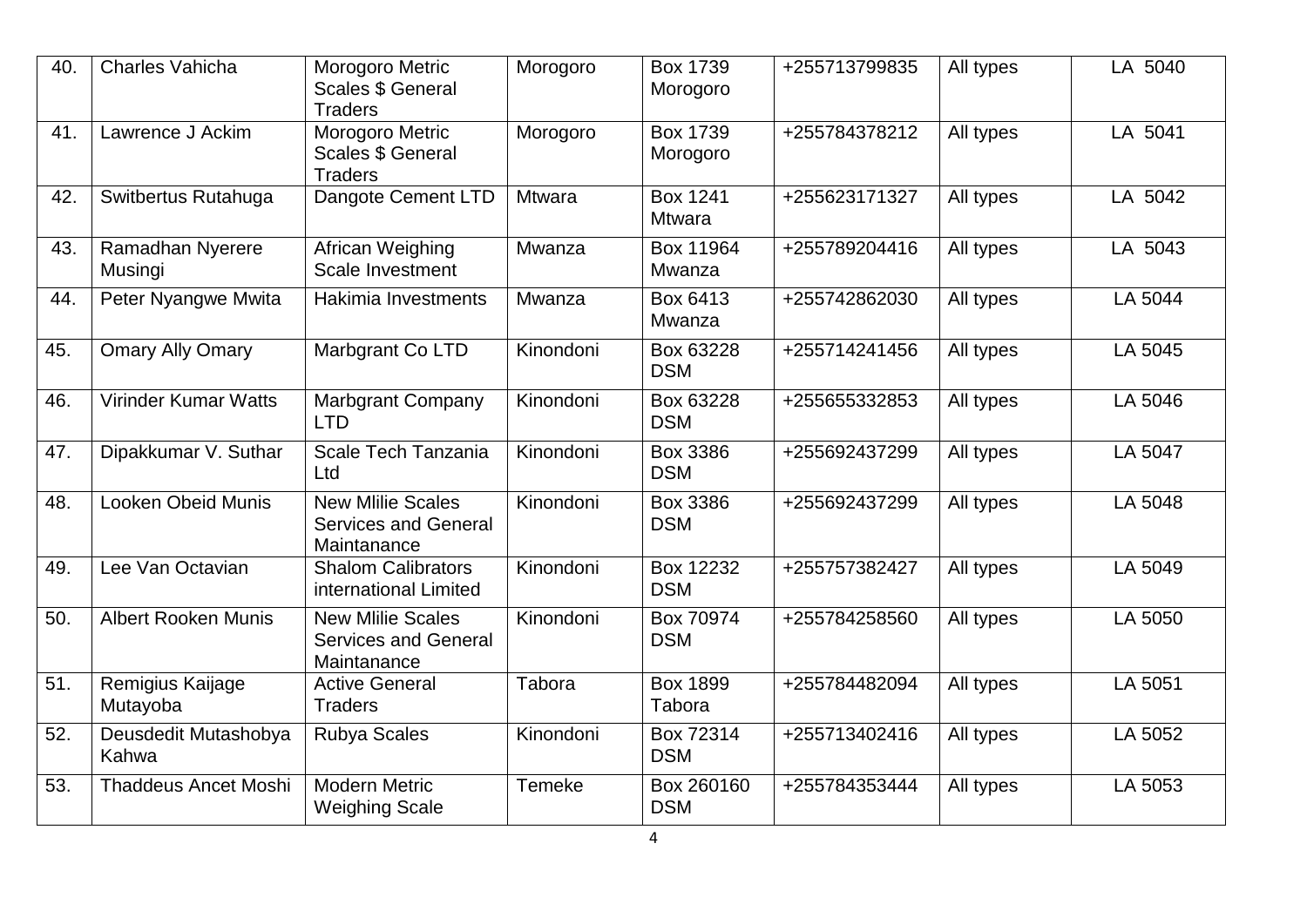| 40. | Charles Vahicha | Morogoro Metric Scales $ General Traders | Morogoro | Box 1739 Morogoro | +255713799835 | All types | LA 5040 |
|---|---|---|---|---|---|---|---|
| 41. | Lawrence J Ackim | Morogoro Metric Scales $ General Traders | Morogoro | Box 1739 Morogoro | +255784378212 | All types | LA 5041 |
| 42. | Switbertus Rutahuga | Dangote Cement LTD | Mtwara | Box 1241 Mtwara | +255623171327 | All types | LA 5042 |
| 43. | Ramadhan Nyerere Musingi | African Weighing Scale Investment | Mwanza | Box 11964 Mwanza | +255789204416 | All types | LA 5043 |
| 44. | Peter Nyangwe Mwita | Hakimia Investments | Mwanza | Box 6413 Mwanza | +255742862030 | All types | LA 5044 |
| 45. | Omary Ally Omary | Marbgrant Co LTD | Kinondoni | Box 63228 DSM | +255714241456 | All types | LA 5045 |
| 46. | Virinder Kumar Watts | Marbgrant Company LTD | Kinondoni | Box 63228 DSM | +255655332853 | All types | LA 5046 |
| 47. | Dipakkumar V. Suthar | Scale Tech Tanzania Ltd | Kinondoni | Box 3386 DSM | +255692437299 | All types | LA 5047 |
| 48. | Looken Obeid Munis | New Mlilie Scales Services and General Maintanance | Kinondoni | Box 3386 DSM | +255692437299 | All types | LA 5048 |
| 49. | Lee Van Octavian | Shalom Calibrators international Limited | Kinondoni | Box 12232 DSM | +255757382427 | All types | LA 5049 |
| 50. | Albert Rooken Munis | New Mlilie Scales Services and General Maintanance | Kinondoni | Box 70974 DSM | +255784258560 | All types | LA 5050 |
| 51. | Remigius Kaijage Mutayoba | Active General Traders | Tabora | Box 1899 Tabora | +255784482094 | All types | LA 5051 |
| 52. | Deusdedit Mutashobya Kahwa | Rubya Scales | Kinondoni | Box 72314 DSM | +255713402416 | All types | LA 5052 |
| 53. | Thaddeus Ancet Moshi | Modern Metric Weighing Scale | Temeke | Box 260160 DSM | +255784353444 | All types | LA 5053 |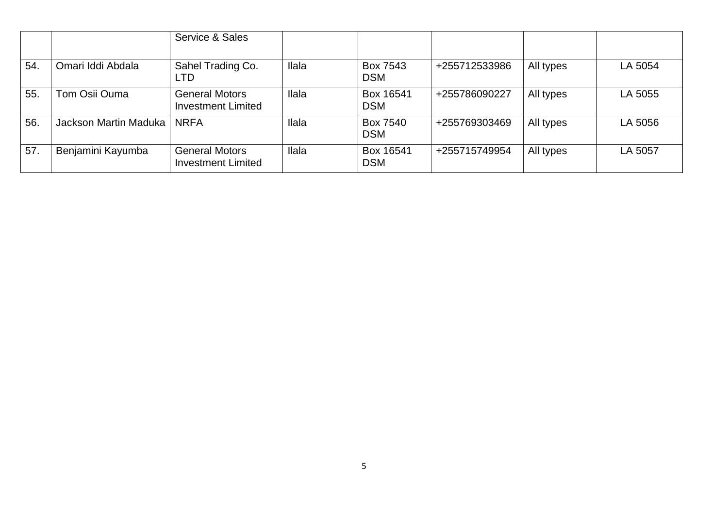| | | | | | | | |
|---|---|---|---|---|---|---|---|
| | | Service & Sales | | | | | |
| 54. | Omari Iddi Abdala | Sahel Trading Co. LTD | Ilala | Box 7543 DSM | +255712533986 | All types | LA 5054 |
| 55. | Tom Osii Ouma | General Motors Investment Limited | Ilala | Box 16541 DSM | +255786090227 | All types | LA 5055 |
| 56. | Jackson Martin Maduka | NRFA | Ilala | Box 7540 DSM | +255769303469 | All types | LA 5056 |
| 57. | Benjamini Kayumba | General Motors Investment Limited | Ilala | Box 16541 DSM | +255715749954 | All types | LA 5057 |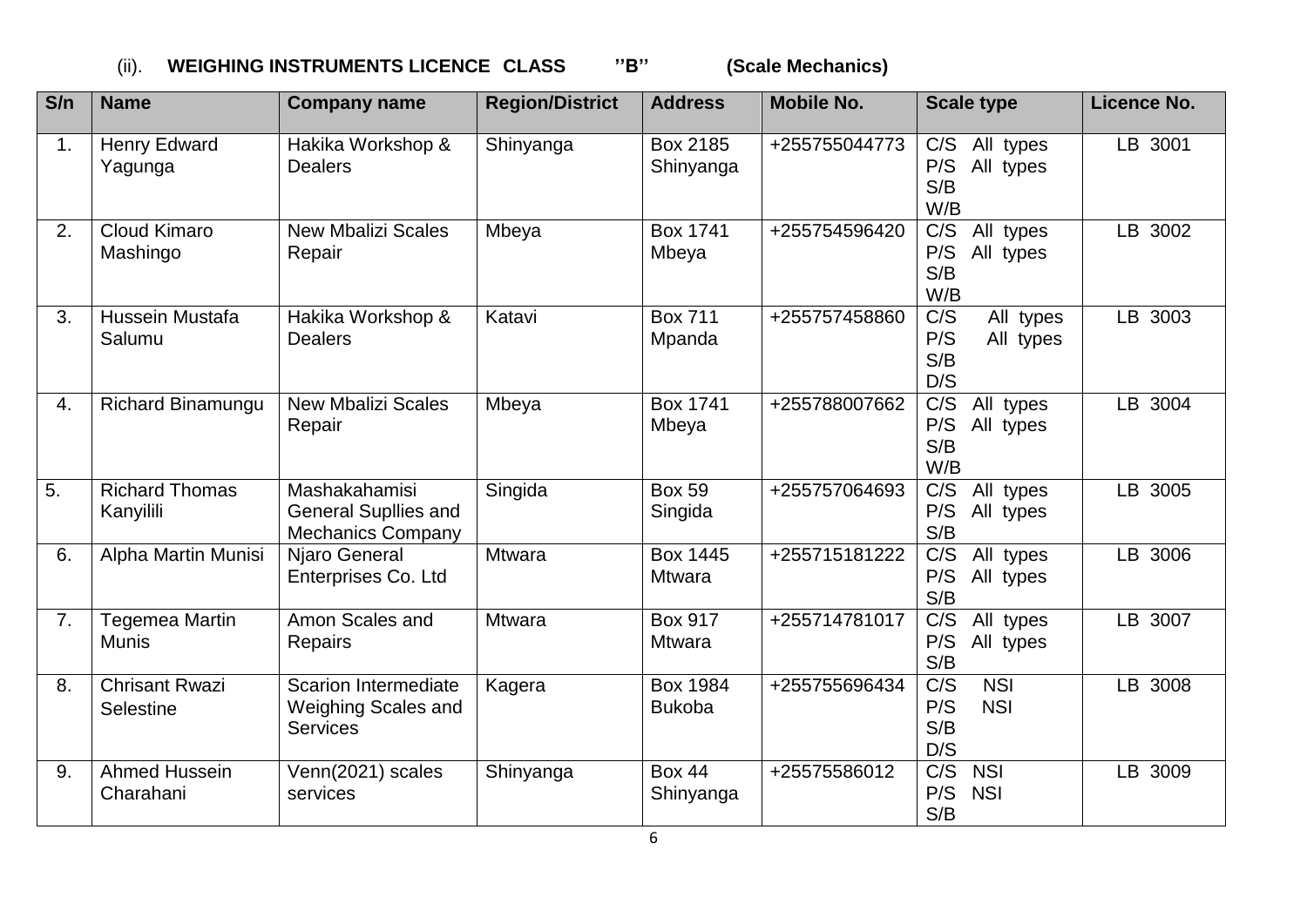(ii). **WEIGHING INSTRUMENTS LICENCE CLASS ''B'' (Scale Mechanics)**

| S/n | Name | Company name | Region/District | Address | Mobile No. | Scale type | Licence No. |
|---|---|---|---|---|---|---|---|
| 1. | Henry Edward Yagunga | Hakika Workshop & Dealers | Shinyanga | Box 2185 Shinyanga | +255755044773 | C/S All types<br>P/S All types<br>S/B<br>W/B | LB 3001 |
| 2. | Cloud Kimaro Mashingo | New Mbalizi Scales Repair | Mbeya | Box 1741 Mbeya | +255754596420 | C/S All types<br>P/S All types<br>S/B<br>W/B | LB 3002 |
| 3. | Hussein Mustafa Salumu | Hakika Workshop & Dealers | Katavi | Box 711 Mpanda | +255757458860 | C/S All types<br>P/S All types<br>S/B<br>D/S | LB 3003 |
| 4. | Richard Binamungu | New Mbalizi Scales Repair | Mbeya | Box 1741 Mbeya | +255788007662 | C/S All types<br>P/S All types<br>S/B<br>W/B | LB 3004 |
| 5. | Richard Thomas Kanyilili | Mashakahamisi General Supllies and Mechanics Company | Singida | Box 59 Singida | +255757064693 | C/S All types<br>P/S All types<br>S/B | LB 3005 |
| 6. | Alpha Martin Munisi | Njaro General Enterprises Co. Ltd | Mtwara | Box 1445 Mtwara | +255715181222 | C/S All types<br>P/S All types<br>S/B | LB 3006 |
| 7. | Tegemea Martin Munis | Amon Scales and Repairs | Mtwara | Box 917 Mtwara | +255714781017 | C/S All types<br>P/S All types<br>S/B | LB 3007 |
| 8. | Chrisant Rwazi Selestine | Scarion Intermediate Weighing Scales and Services | Kagera | Box 1984 Bukoba | +255755696434 | C/S NSI<br>P/S NSI<br>S/B<br>D/S | LB 3008 |
| 9. | Ahmed Hussein Charahani | Venn(2021) scales services | Shinyanga | Box 44 Shinyanga | +25575586012 | C/S NSI<br>P/S NSI<br>S/B | LB 3009 |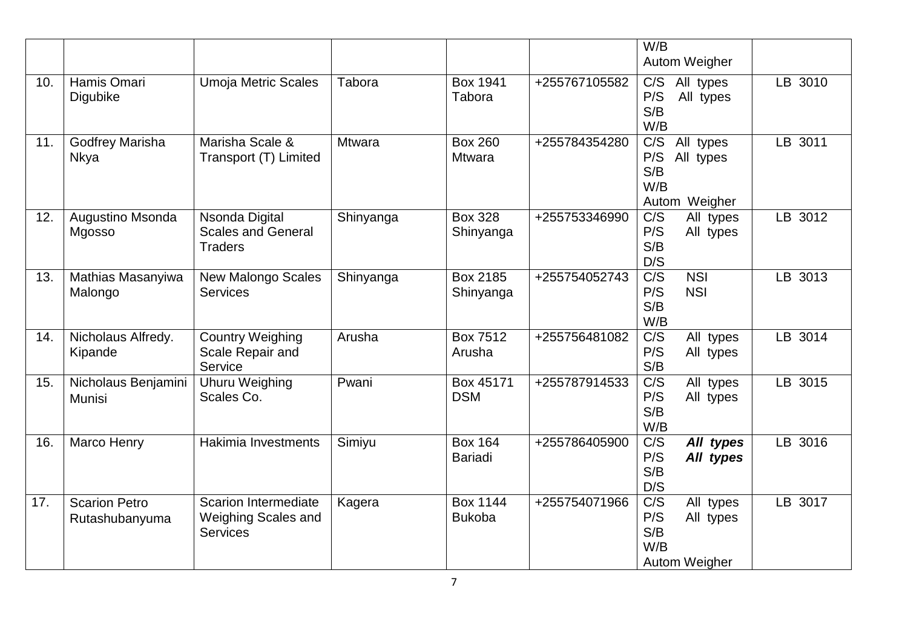| | | | | | | | |
|---|---|---|---|---|---|---|---|
| | | | | | | W/B<br>Autom Weigher | |
| 10. | Hamis Omari Digubike | Umoja Metric Scales | Tabora | Box 1941 Tabora | +255767105582 | C/S All types<br>P/S All types<br>S/B<br>W/B | LB 3010 |
| 11. | Godfrey Marisha Nkya | Marisha Scale & Transport (T) Limited | Mtwara | Box 260 Mtwara | +255784354280 | C/S All types<br>P/S All types<br>S/B<br>W/B<br>Autom Weigher | LB 3011 |
| 12. | Augustino Msonda Mgosso | Nsonda Digital Scales and General Traders | Shinyanga | Box 328 Shinyanga | +255753346990 | C/S All types<br>P/S All types<br>S/B<br>D/S | LB 3012 |
| 13. | Mathias Masanyiwa Malongo | New Malongo Scales Services | Shinyanga | Box 2185 Shinyanga | +255754052743 | C/S NSI<br>P/S NSI<br>S/B<br>W/B | LB 3013 |
| 14. | Nicholaus Alfredy. Kipande | Country Weighing Scale Repair and Service | Arusha | Box 7512 Arusha | +255756481082 | C/S All types<br>P/S All types<br>S/B | LB 3014 |
| 15. | Nicholaus Benjamini Munisi | Uhuru Weighing Scales Co. | Pwani | Box 45171 DSM | +255787914533 | C/S All types<br>P/S All types<br>S/B<br>W/B | LB 3015 |
| 16. | Marco Henry | Hakimia Investments | Simiyu | Box 164 Bariadi | +255786405900 | C/S ***All types***<br>P/S ***All types***<br>S/B<br>D/S | LB 3016 |
| 17. | Scarion Petro Rutashubanyuma | Scarion Intermediate Weighing Scales and Services | Kagera | Box 1144 Bukoba | +255754071966 | C/S All types<br>P/S All types<br>S/B<br>W/B<br>Autom Weigher | LB 3017 |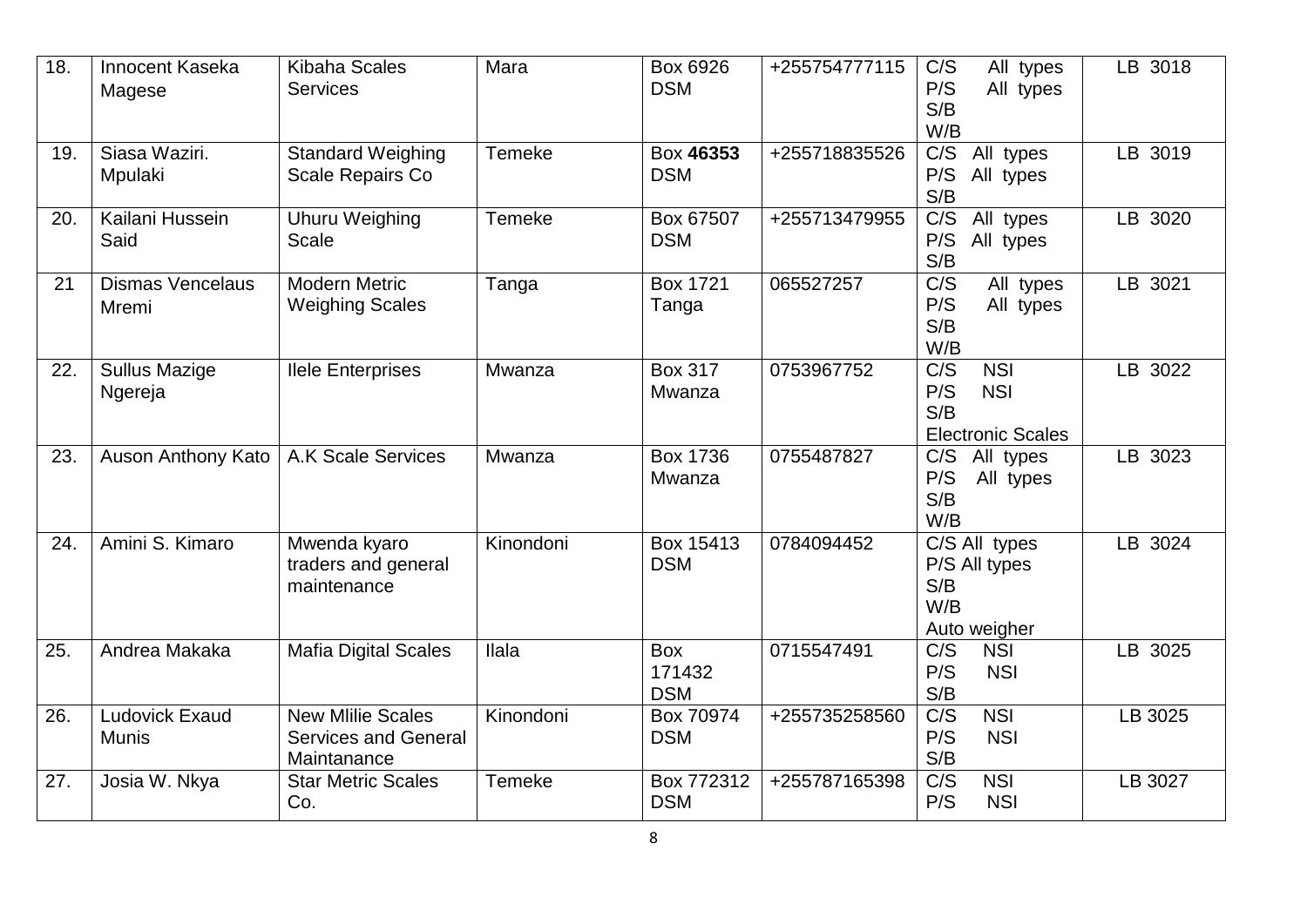| 18. | Innocent Kaseka Magese | Kibaha Scales Services | Mara | Box 6926 DSM | +255754777115 | C/S All types<br>P/S All types<br>S/B<br>W/B | LB 3018 |
|---|---|---|---|---|---|---|---|
| 19. | Siasa Waziri. Mpulaki | Standard Weighing Scale Repairs Co | Temeke | Box **46353** DSM | +255718835526 | C/S All types<br>P/S All types<br>S/B | LB 3019 |
| 20. | Kailani Hussein Said | Uhuru Weighing Scale | Temeke | Box 67507 DSM | +255713479955 | C/S All types<br>P/S All types<br>S/B | LB 3020 |
| 21 | Dismas Vencelaus Mremi | Modern Metric Weighing Scales | Tanga | Box 1721 Tanga | 065527257 | C/S All types<br>P/S All types<br>S/B<br>W/B | LB 3021 |
| 22. | Sullus Mazige Ngereja | Ilele Enterprises | Mwanza | Box 317 Mwanza | 0753967752 | C/S NSI<br>P/S NSI<br>S/B<br>Electronic Scales | LB 3022 |
| 23. | Auson Anthony Kato | A.K Scale Services | Mwanza | Box 1736 Mwanza | 0755487827 | C/S All types<br>P/S All types<br>S/B<br>W/B | LB 3023 |
| 24. | Amini S. Kimaro | Mwenda kyaro traders and general maintenance | Kinondoni | Box 15413 DSM | 0784094452 | C/S All types<br>P/S All types<br>S/B<br>W/B<br>Auto weigher | LB 3024 |
| 25. | Andrea Makaka | Mafia Digital Scales | Ilala | Box 171432 DSM | 0715547491 | C/S NSI<br>P/S NSI<br>S/B | LB 3025 |
| 26. | Ludovick Exaud Munis | New Mlilie Scales Services and General Maintanance | Kinondoni | Box 70974 DSM | +255735258560 | C/S NSI<br>P/S NSI<br>S/B | LB 3025 |
| 27. | Josia W. Nkya | Star Metric Scales Co. | Temeke | Box 772312 DSM | +255787165398 | C/S NSI<br>P/S NSI | LB 3027 |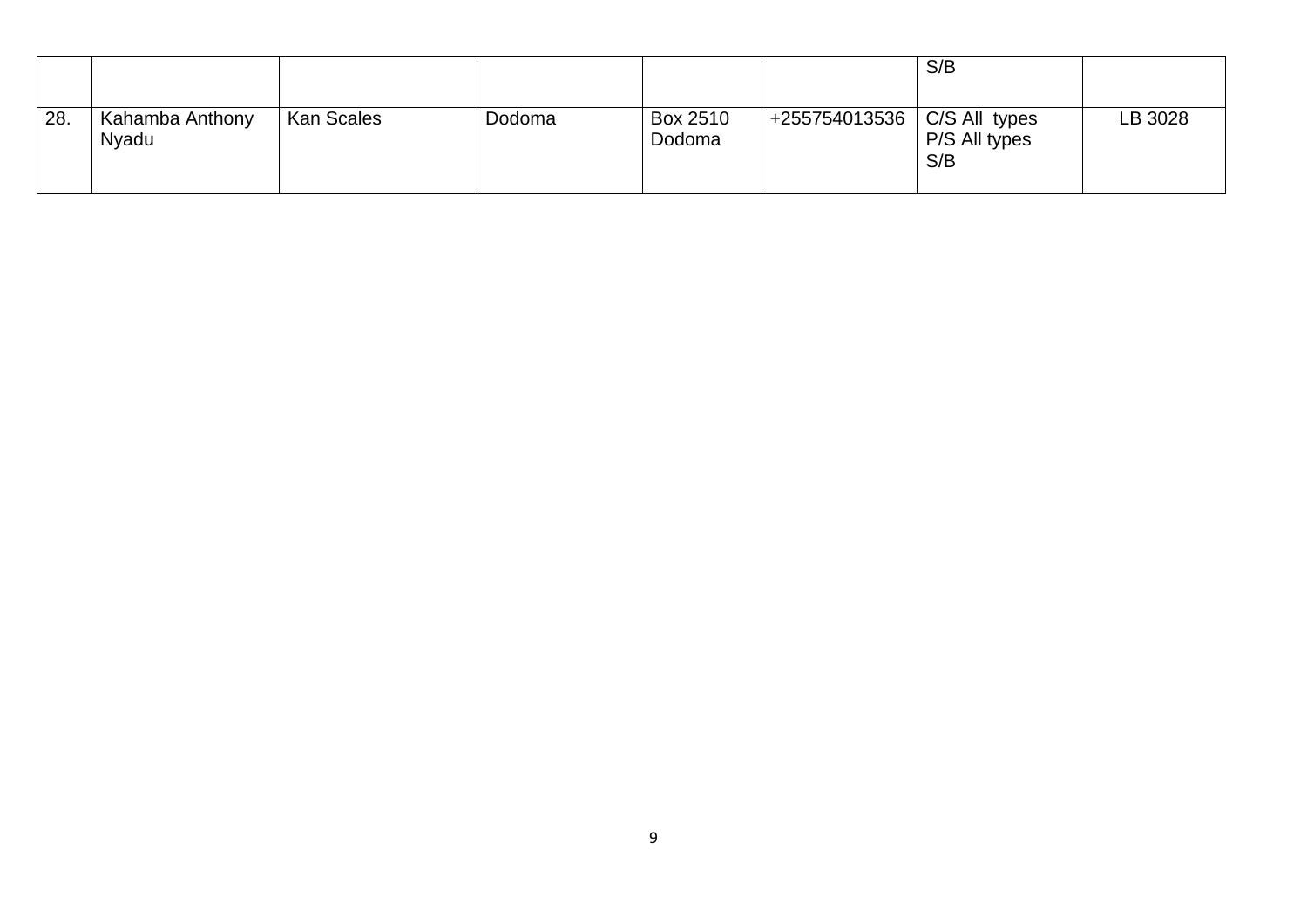| | | | | | | | |
|---|---|---|---|---|---|---|---|
| | | | | | | S/B | |
| 28. | Kahamba Anthony Nyadu | Kan Scales | Dodoma | Box 2510 Dodoma | +255754013536 | C/S All types<br>P/S All types<br>S/B | LB 3028 |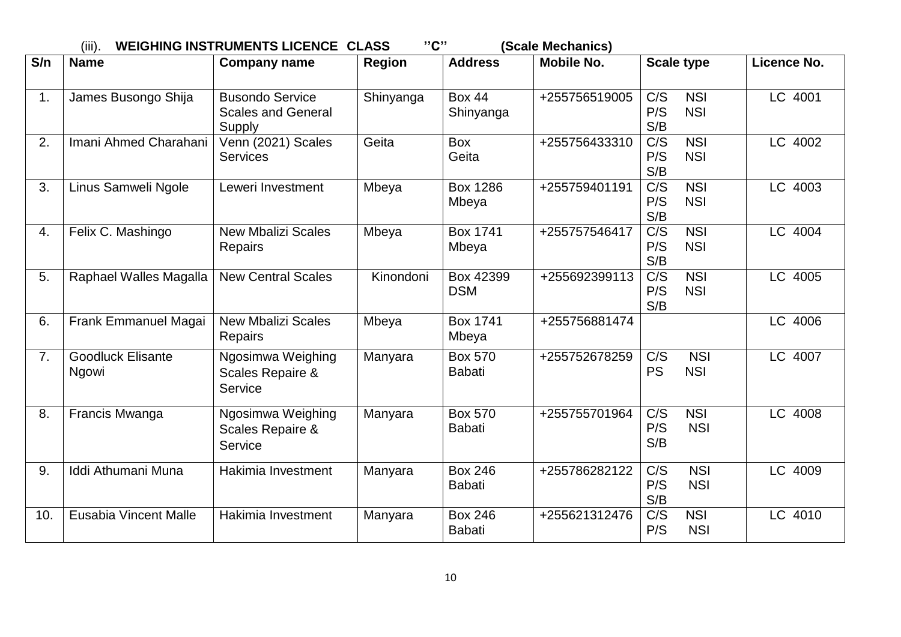(iii). **WEIGHING INSTRUMENTS LICENCE CLASS ''C'' (Scale Mechanics)**

| S/n | Name | Company name | Region | Address | Mobile No. | Scale type | Licence No. |
|---|---|---|---|---|---|---|---|
| 1. | James Busongo Shija | Busondo Service Scales and General Supply | Shinyanga | Box 44 Shinyanga | +255756519005 | C/S NSI<br>P/S NSI<br>S/B | LC 4001 |
| 2. | Imani Ahmed Charahani | Venn (2021) Scales Services | Geita | Box Geita | +255756433310 | C/S NSI<br>P/S NSI<br>S/B | LC 4002 |
| 3. | Linus Samweli Ngole | Leweri Investment | Mbeya | Box 1286 Mbeya | +255759401191 | C/S NSI<br>P/S NSI<br>S/B | LC 4003 |
| 4. | Felix C. Mashingo | New Mbalizi Scales Repairs | Mbeya | Box 1741 Mbeya | +255757546417 | C/S NSI<br>P/S NSI<br>S/B | LC 4004 |
| 5. | Raphael Walles Magalla | New Central Scales | Kinondoni | Box 42399 DSM | +255692399113 | C/S NSI<br>P/S NSI<br>S/B | LC 4005 |
| 6. | Frank Emmanuel Magai | New Mbalizi Scales Repairs | Mbeya | Box 1741 Mbeya | +255756881474 | | LC 4006 |
| 7. | Goodluck Elisante Ngowi | Ngosimwa Weighing Scales Repaire & Service | Manyara | Box 570 Babati | +255752678259 | C/S NSI<br>PS NSI | LC 4007 |
| 8. | Francis Mwanga | Ngosimwa Weighing Scales Repaire & Service | Manyara | Box 570 Babati | +255755701964 | C/S NSI<br>P/S NSI<br>S/B | LC 4008 |
| 9. | Iddi Athumani Muna | Hakimia Investment | Manyara | Box 246 Babati | +255786282122 | C/S NSI<br>P/S NSI<br>S/B | LC 4009 |
| 10. | Eusabia Vincent Malle | Hakimia Investment | Manyara | Box 246 Babati | +255621312476 | C/S NSI<br>P/S NSI | LC 4010 |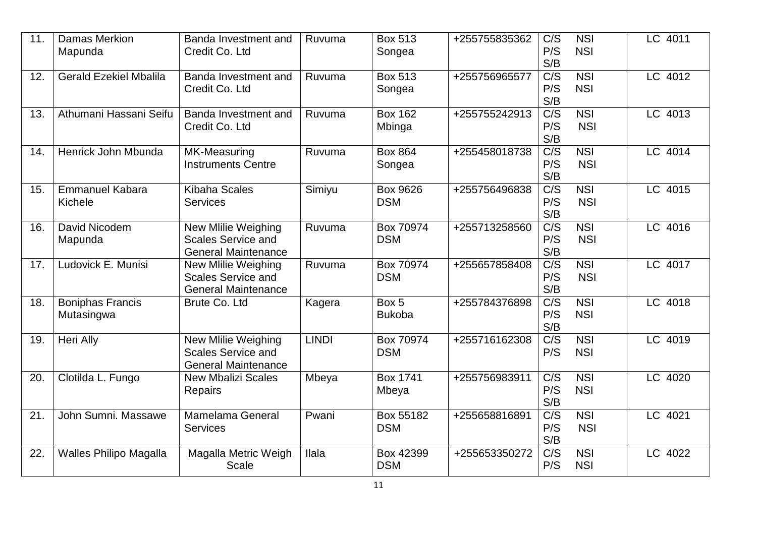| 11. | Damas Merkion Mapunda | Banda Investment and Credit Co. Ltd | Ruvuma | Box 513 Songea | +255755835362 | C/S NSI<br>P/S NSI<br>S/B | LC 4011 |
|---|---|---|---|---|---|---|---|
| 12. | Gerald Ezekiel Mbalila | Banda Investment and Credit Co. Ltd | Ruvuma | Box 513 Songea | +255756965577 | C/S NSI<br>P/S NSI<br>S/B | LC 4012 |
| 13. | Athumani Hassani Seifu | Banda Investment and Credit Co. Ltd | Ruvuma | Box 162 Mbinga | +255755242913 | C/S NSI<br>P/S NSI<br>S/B | LC 4013 |
| 14. | Henrick John Mbunda | MK-Measuring Instruments Centre | Ruvuma | Box 864 Songea | +255458018738 | C/S NSI<br>P/S NSI<br>S/B | LC 4014 |
| 15. | Emmanuel Kabara Kichele | Kibaha Scales Services | Simiyu | Box 9626 DSM | +255756496838 | C/S NSI<br>P/S NSI<br>S/B | LC 4015 |
| 16. | David Nicodem Mapunda | New Mlilie Weighing Scales Service and General Maintenance | Ruvuma | Box 70974 DSM | +255713258560 | C/S NSI<br>P/S NSI<br>S/B | LC 4016 |
| 17. | Ludovick E. Munisi | New Mlilie Weighing Scales Service and General Maintenance | Ruvuma | Box 70974 DSM | +255657858408 | C/S NSI<br>P/S NSI<br>S/B | LC 4017 |
| 18. | Boniphas Francis Mutasingwa | Brute Co. Ltd | Kagera | Box 5 Bukoba | +255784376898 | C/S NSI<br>P/S NSI<br>S/B | LC 4018 |
| 19. | Heri Ally | New Mlilie Weighing Scales Service and General Maintenance | LINDI | Box 70974 DSM | +255716162308 | C/S NSI<br>P/S NSI | LC 4019 |
| 20. | Clotilda L. Fungo | New Mbalizi Scales Repairs | Mbeya | Box 1741 Mbeya | +255756983911 | C/S NSI<br>P/S NSI<br>S/B | LC 4020 |
| 21. | John Sumni. Massawe | Mamelama General Services | Pwani | Box 55182 DSM | +255658816891 | C/S NSI<br>P/S NSI<br>S/B | LC 4021 |
| 22. | Walles Philipo Magalla | Magalla Metric Weigh Scale | Ilala | Box 42399 DSM | +255653350272 | C/S NSI<br>P/S NSI | LC 4022 |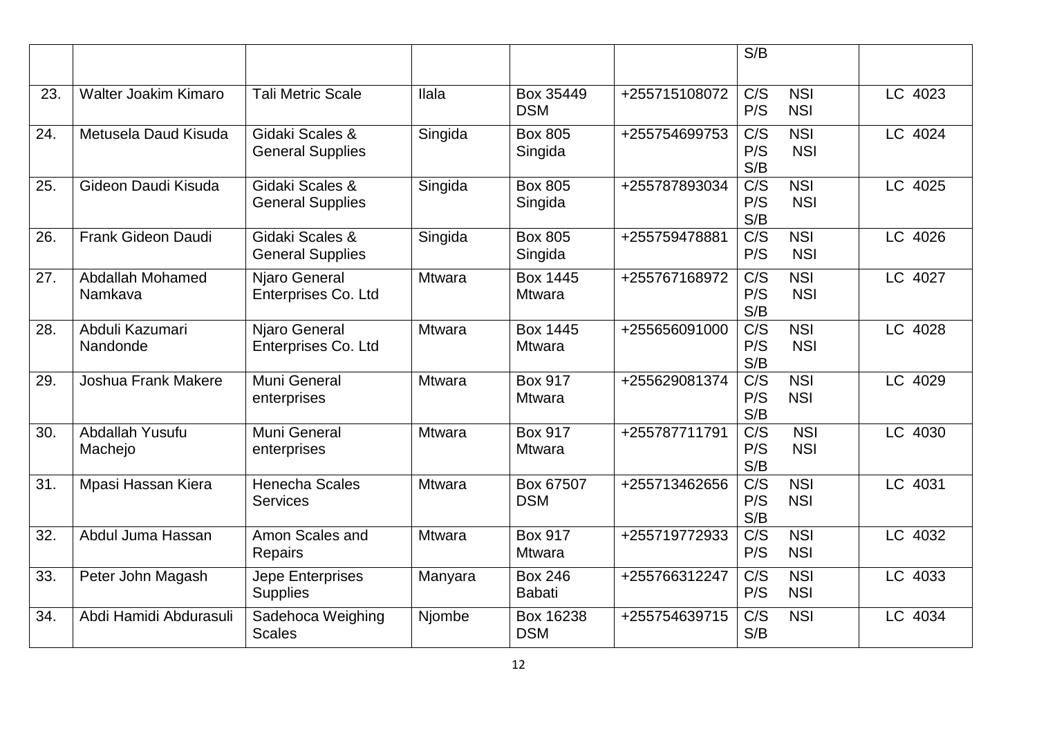|  |  |  |  |  |  | S/B |  |
|---|---|---|---|---|---|---|---|
| 23. | Walter Joakim Kimaro | Tali Metric Scale | Ilala | Box 35449 DSM | +255715108072 | C/S NSI<br>P/S NSI | LC 4023 |
| 24. | Metusela Daud Kisuda | Gidaki Scales & General Supplies | Singida | Box 805 Singida | +255754699753 | C/S NSI<br>P/S NSI<br>S/B | LC 4024 |
| 25. | Gideon Daudi Kisuda | Gidaki Scales & General Supplies | Singida | Box 805 Singida | +255787893034 | C/S NSI<br>P/S NSI<br>S/B | LC 4025 |
| 26. | Frank Gideon Daudi | Gidaki Scales & General Supplies | Singida | Box 805 Singida | +255759478881 | C/S NSI<br>P/S NSI | LC 4026 |
| 27. | Abdallah Mohamed Namkava | Njaro General Enterprises Co. Ltd | Mtwara | Box 1445 Mtwara | +255767168972 | C/S NSI<br>P/S NSI<br>S/B | LC 4027 |
| 28. | Abduli Kazumari Nandonde | Njaro General Enterprises Co. Ltd | Mtwara | Box 1445 Mtwara | +255656091000 | C/S NSI<br>P/S NSI<br>S/B | LC 4028 |
| 29. | Joshua Frank Makere | Muni General enterprises | Mtwara | Box 917 Mtwara | +255629081374 | C/S NSI<br>P/S NSI<br>S/B | LC 4029 |
| 30. | Abdallah Yusufu Machejo | Muni General enterprises | Mtwara | Box 917 Mtwara | +255787711791 | C/S NSI<br>P/S NSI<br>S/B | LC 4030 |
| 31. | Mpasi Hassan Kiera | Henecha Scales Services | Mtwara | Box 67507 DSM | +255713462656 | C/S NSI<br>P/S NSI<br>S/B | LC 4031 |
| 32. | Abdul Juma Hassan | Amon Scales and Repairs | Mtwara | Box 917 Mtwara | +255719772933 | C/S NSI<br>P/S NSI | LC 4032 |
| 33. | Peter John Magash | Jepe Enterprises Supplies | Manyara | Box 246 Babati | +255766312247 | C/S NSI<br>P/S NSI | LC 4033 |
| 34. | Abdi Hamidi Abdurasuli | Sadehoca Weighing Scales | Njombe | Box 16238 DSM | +255754639715 | C/S NSI<br>S/B | LC 4034 |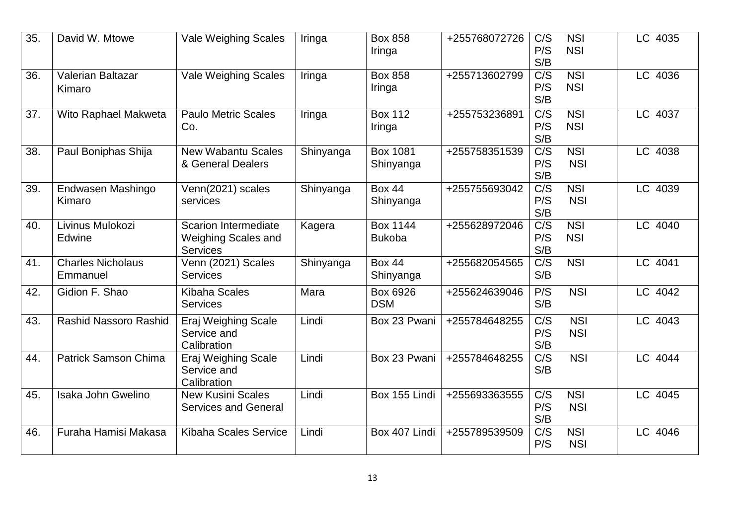| 35. | David W. Mtowe | Vale Weighing Scales | Iringa | Box 858 Iringa | +255768072726 | C/S NSI<br>P/S NSI<br>S/B | LC 4035 |
|---|---|---|---|---|---|---|---|
| 36. | Valerian Baltazar Kimaro | Vale Weighing Scales | Iringa | Box 858 Iringa | +255713602799 | C/S NSI<br>P/S NSI<br>S/B | LC 4036 |
| 37. | Wito Raphael Makweta | Paulo Metric Scales Co. | Iringa | Box 112 Iringa | +255753236891 | C/S NSI<br>P/S NSI<br>S/B | LC 4037 |
| 38. | Paul Boniphas Shija | New Wabantu Scales & General Dealers | Shinyanga | Box 1081 Shinyanga | +255758351539 | C/S NSI<br>P/S NSI<br>S/B | LC 4038 |
| 39. | Endwasen Mashingo Kimaro | Venn(2021) scales services | Shinyanga | Box 44 Shinyanga | +255755693042 | C/S NSI<br>P/S NSI<br>S/B | LC 4039 |
| 40. | Livinus Mulokozi Edwine | Scarion Intermediate Weighing Scales and Services | Kagera | Box 1144 Bukoba | +255628972046 | C/S NSI<br>P/S NSI<br>S/B | LC 4040 |
| 41. | Charles Nicholaus Emmanuel | Venn (2021) Scales Services | Shinyanga | Box 44 Shinyanga | +255682054565 | C/S NSI<br>S/B | LC 4041 |
| 42. | Gidion F. Shao | Kibaha Scales Services | Mara | Box 6926 DSM | +255624639046 | P/S NSI<br>S/B | LC 4042 |
| 43. | Rashid Nassoro Rashid | Eraj Weighing Scale Service and Calibration | Lindi | Box 23 Pwani | +255784648255 | C/S NSI<br>P/S NSI<br>S/B | LC 4043 |
| 44. | Patrick Samson Chima | Eraj Weighing Scale Service and Calibration | Lindi | Box 23 Pwani | +255784648255 | C/S NSI<br>S/B | LC 4044 |
| 45. | Isaka John Gwelino | New Kusini Scales Services and General | Lindi | Box 155 Lindi | +255693363555 | C/S NSI<br>P/S NSI<br>S/B | LC 4045 |
| 46. | Furaha Hamisi Makasa | Kibaha Scales Service | Lindi | Box 407 Lindi | +255789539509 | C/S NSI<br>P/S NSI | LC 4046 |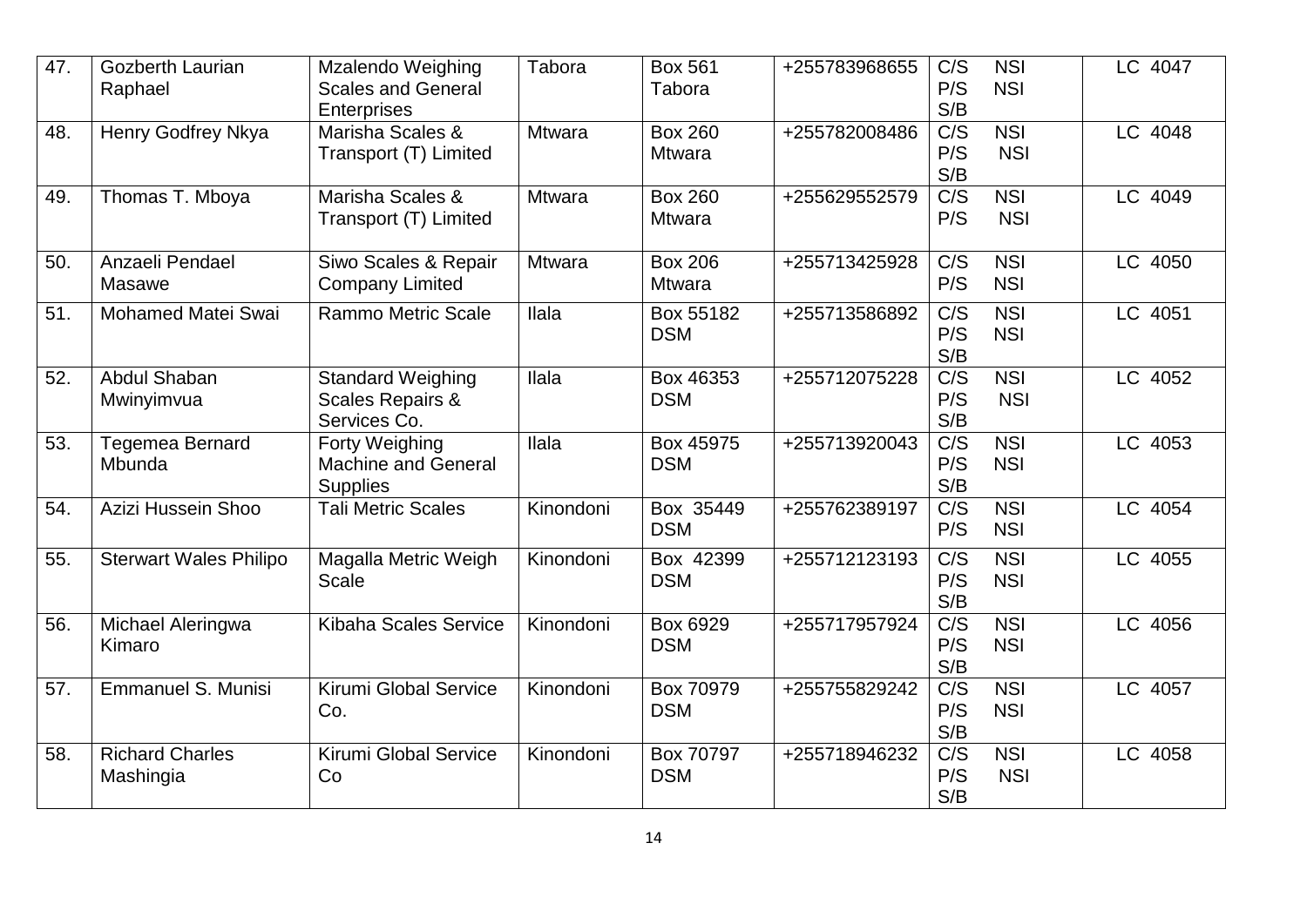| 47. | Gozberth Laurian Raphael | Mzalendo Weighing Scales and General Enterprises | Tabora | Box 561 Tabora | +255783968655 | C/S NSI<br>P/S NSI<br>S/B | LC 4047 |
|---|---|---|---|---|---|---|---|
| 48. | Henry Godfrey Nkya | Marisha Scales & Transport (T) Limited | Mtwara | Box 260 Mtwara | +255782008486 | C/S NSI<br>P/S NSI<br>S/B | LC 4048 |
| 49. | Thomas T. Mboya | Marisha Scales & Transport (T) Limited | Mtwara | Box 260 Mtwara | +255629552579 | C/S NSI<br>P/S NSI | LC 4049 |
| 50. | Anzaeli Pendael Masawe | Siwo Scales & Repair Company Limited | Mtwara | Box 206 Mtwara | +255713425928 | C/S NSI<br>P/S NSI | LC 4050 |
| 51. | Mohamed Matei Swai | Rammo Metric Scale | Ilala | Box 55182 DSM | +255713586892 | C/S NSI<br>P/S NSI<br>S/B | LC 4051 |
| 52. | Abdul Shaban Mwinyimvua | Standard Weighing Scales Repairs & Services Co. | Ilala | Box 46353 DSM | +255712075228 | C/S NSI<br>P/S NSI<br>S/B | LC 4052 |
| 53. | Tegemea Bernard Mbunda | Forty Weighing Machine and General Supplies | Ilala | Box 45975 DSM | +255713920043 | C/S NSI<br>P/S NSI<br>S/B | LC 4053 |
| 54. | Azizi Hussein Shoo | Tali Metric Scales | Kinondoni | Box 35449 DSM | +255762389197 | C/S NSI<br>P/S NSI | LC 4054 |
| 55. | Sterwart Wales Philipo | Magalla Metric Weigh Scale | Kinondoni | Box 42399 DSM | +255712123193 | C/S NSI<br>P/S NSI<br>S/B | LC 4055 |
| 56. | Michael Aleringwa Kimaro | Kibaha Scales Service | Kinondoni | Box 6929 DSM | +255717957924 | C/S NSI<br>P/S NSI<br>S/B | LC 4056 |
| 57. | Emmanuel S. Munisi | Kirumi Global Service Co. | Kinondoni | Box 70979 DSM | +255755829242 | C/S NSI<br>P/S NSI<br>S/B | LC 4057 |
| 58. | Richard Charles Mashingia | Kirumi Global Service Co | Kinondoni | Box 70797 DSM | +255718946232 | C/S NSI<br>P/S NSI<br>S/B | LC 4058 |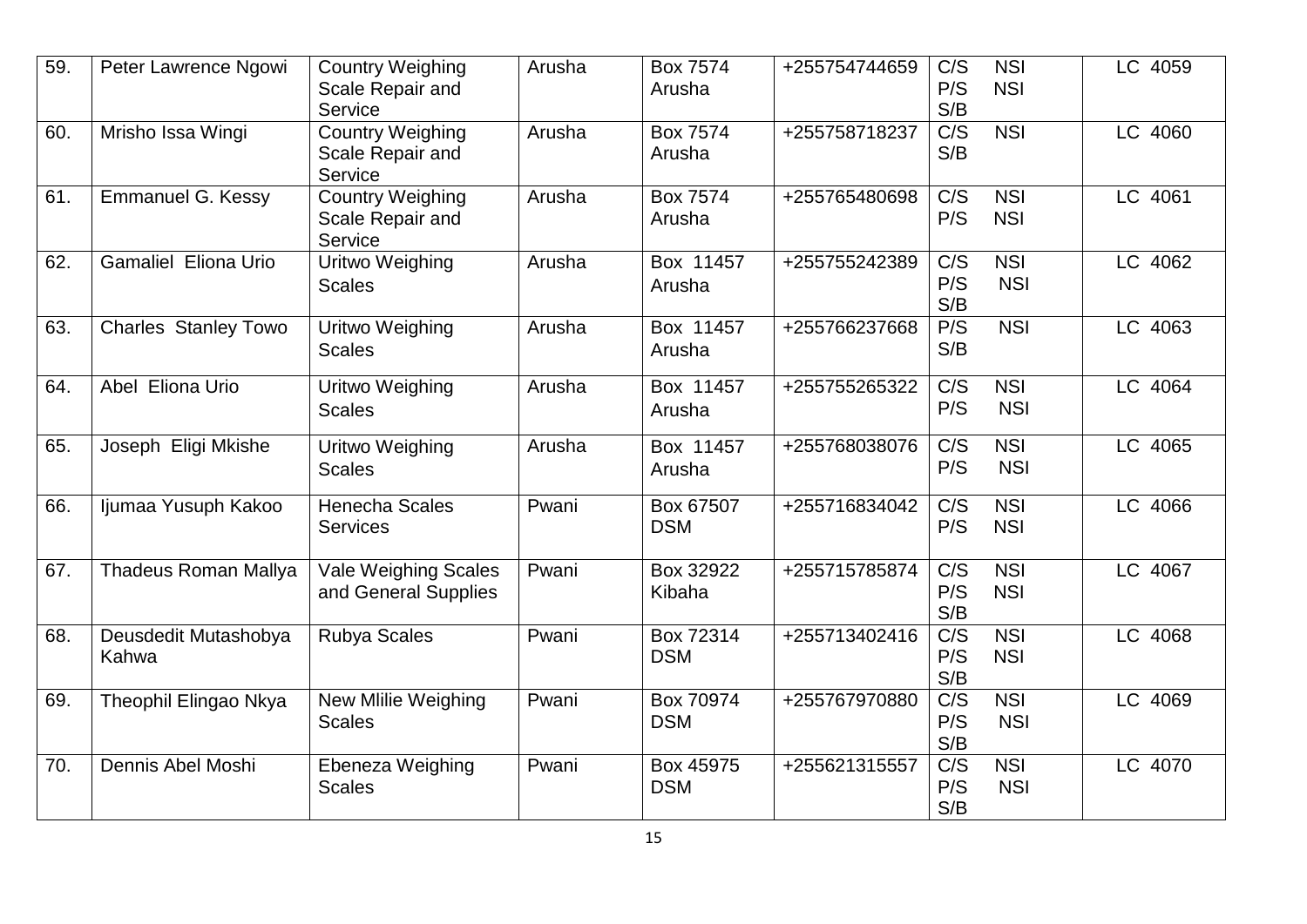| 59. | Peter Lawrence Ngowi | Country Weighing Scale Repair and Service | Arusha | Box 7574 Arusha | +255754744659 | C/S NSI<br>P/S NSI<br>S/B | LC 4059 |
|---|---|---|---|---|---|---|---|
| 60. | Mrisho Issa Wingi | Country Weighing Scale Repair and Service | Arusha | Box 7574 Arusha | +255758718237 | C/S NSI<br>S/B | LC 4060 |
| 61. | Emmanuel G. Kessy | Country Weighing Scale Repair and Service | Arusha | Box 7574 Arusha | +255765480698 | C/S NSI<br>P/S NSI | LC 4061 |
| 62. | Gamaliel Eliona Urio | Uritwo Weighing Scales | Arusha | Box 11457 Arusha | +255755242389 | C/S NSI<br>P/S NSI<br>S/B | LC 4062 |
| 63. | Charles Stanley Towo | Uritwo Weighing Scales | Arusha | Box 11457 Arusha | +255766237668 | P/S NSI<br>S/B | LC 4063 |
| 64. | Abel Eliona Urio | Uritwo Weighing Scales | Arusha | Box 11457 Arusha | +255755265322 | C/S NSI<br>P/S NSI | LC 4064 |
| 65. | Joseph Eligi Mkishe | Uritwo Weighing Scales | Arusha | Box 11457 Arusha | +255768038076 | C/S NSI<br>P/S NSI | LC 4065 |
| 66. | Ijumaa Yusuph Kakoo | Henecha Scales Services | Pwani | Box 67507 DSM | +255716834042 | C/S NSI<br>P/S NSI | LC 4066 |
| 67. | Thadeus Roman Mallya | Vale Weighing Scales and General Supplies | Pwani | Box 32922 Kibaha | +255715785874 | C/S NSI<br>P/S NSI<br>S/B | LC 4067 |
| 68. | Deusdedit Mutashobya Kahwa | Rubya Scales | Pwani | Box 72314 DSM | +255713402416 | C/S NSI<br>P/S NSI<br>S/B | LC 4068 |
| 69. | Theophil Elingao Nkya | New Mlilie Weighing Scales | Pwani | Box 70974 DSM | +255767970880 | C/S NSI<br>P/S NSI<br>S/B | LC 4069 |
| 70. | Dennis Abel Moshi | Ebeneza Weighing Scales | Pwani | Box 45975 DSM | +255621315557 | C/S NSI<br>P/S NSI<br>S/B | LC 4070 |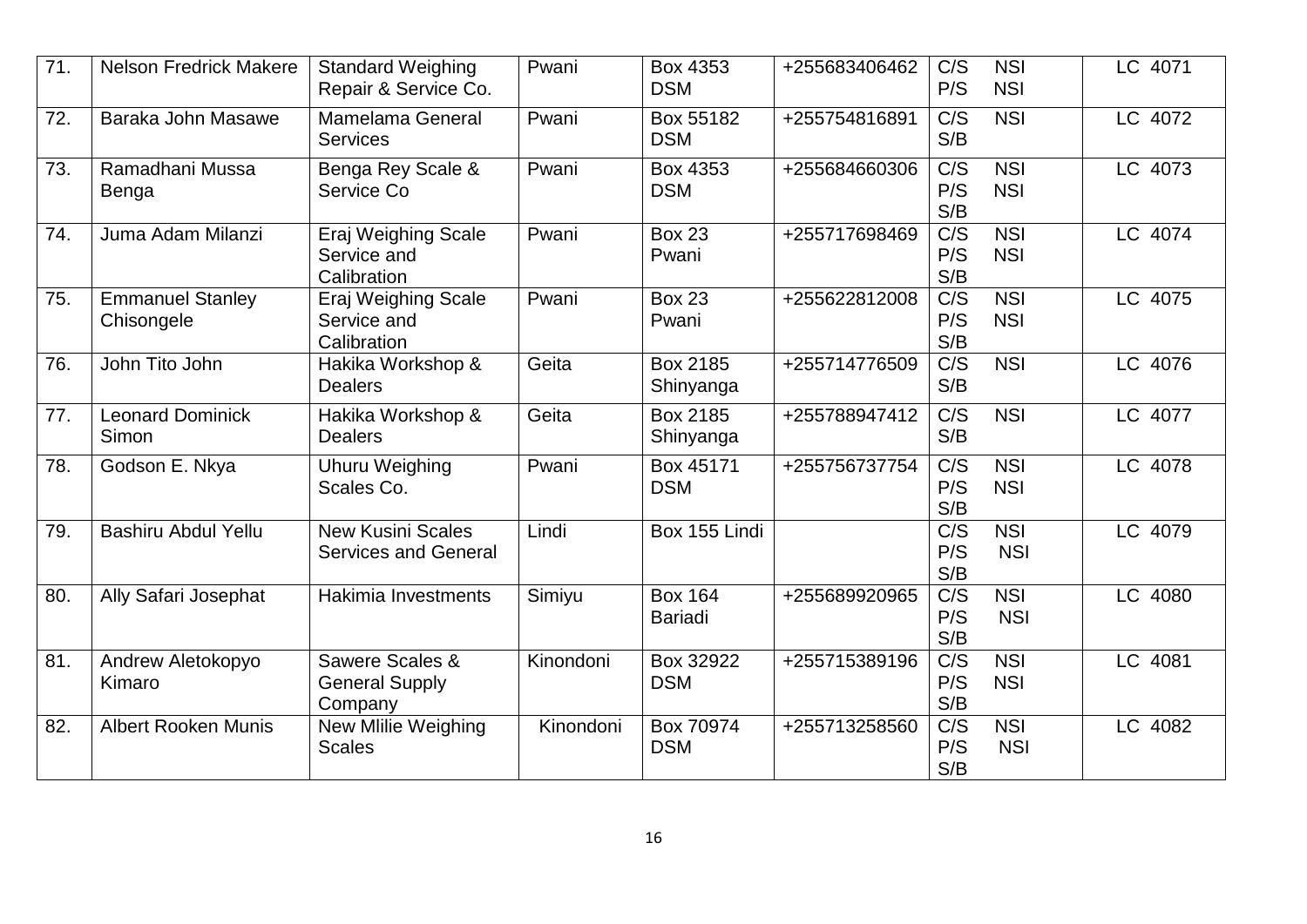| 71. | Nelson Fredrick Makere | Standard Weighing Repair & Service Co. | Pwani | Box 4353 DSM | +255683406462 | C/S NSI<br>P/S NSI | LC 4071 |
|---|---|---|---|---|---|---|---|
| 72. | Baraka John Masawe | Mamelama General Services | Pwani | Box 55182 DSM | +255754816891 | C/S NSI<br>S/B | LC 4072 |
| 73. | Ramadhani Mussa Benga | Benga Rey Scale & Service Co | Pwani | Box 4353 DSM | +255684660306 | C/S NSI<br>P/S NSI<br>S/B | LC 4073 |
| 74. | Juma Adam Milanzi | Eraj Weighing Scale Service and Calibration | Pwani | Box 23 Pwani | +255717698469 | C/S NSI<br>P/S NSI<br>S/B | LC 4074 |
| 75. | Emmanuel Stanley Chisongele | Eraj Weighing Scale Service and Calibration | Pwani | Box 23 Pwani | +255622812008 | C/S NSI<br>P/S NSI<br>S/B | LC 4075 |
| 76. | John Tito John | Hakika Workshop & Dealers | Geita | Box 2185 Shinyanga | +255714776509 | C/S NSI<br>S/B | LC 4076 |
| 77. | Leonard Dominick Simon | Hakika Workshop & Dealers | Geita | Box 2185 Shinyanga | +255788947412 | C/S NSI<br>S/B | LC 4077 |
| 78. | Godson E. Nkya | Uhuru Weighing Scales Co. | Pwani | Box 45171 DSM | +255756737754 | C/S NSI<br>P/S NSI<br>S/B | LC 4078 |
| 79. | Bashiru Abdul Yellu | New Kusini Scales Services and General | Lindi | Box 155 Lindi | | C/S NSI<br>P/S NSI<br>S/B | LC 4079 |
| 80. | Ally Safari Josephat | Hakimia Investments | Simiyu | Box 164 Bariadi | +255689920965 | C/S NSI<br>P/S NSI<br>S/B | LC 4080 |
| 81. | Andrew Aletokopyo Kimaro | Sawere Scales & General Supply Company | Kinondoni | Box 32922 DSM | +255715389196 | C/S NSI<br>P/S NSI<br>S/B | LC 4081 |
| 82. | Albert Rooken Munis | New Mlilie Weighing Scales | Kinondoni | Box 70974 DSM | +255713258560 | C/S NSI<br>P/S NSI<br>S/B | LC 4082 |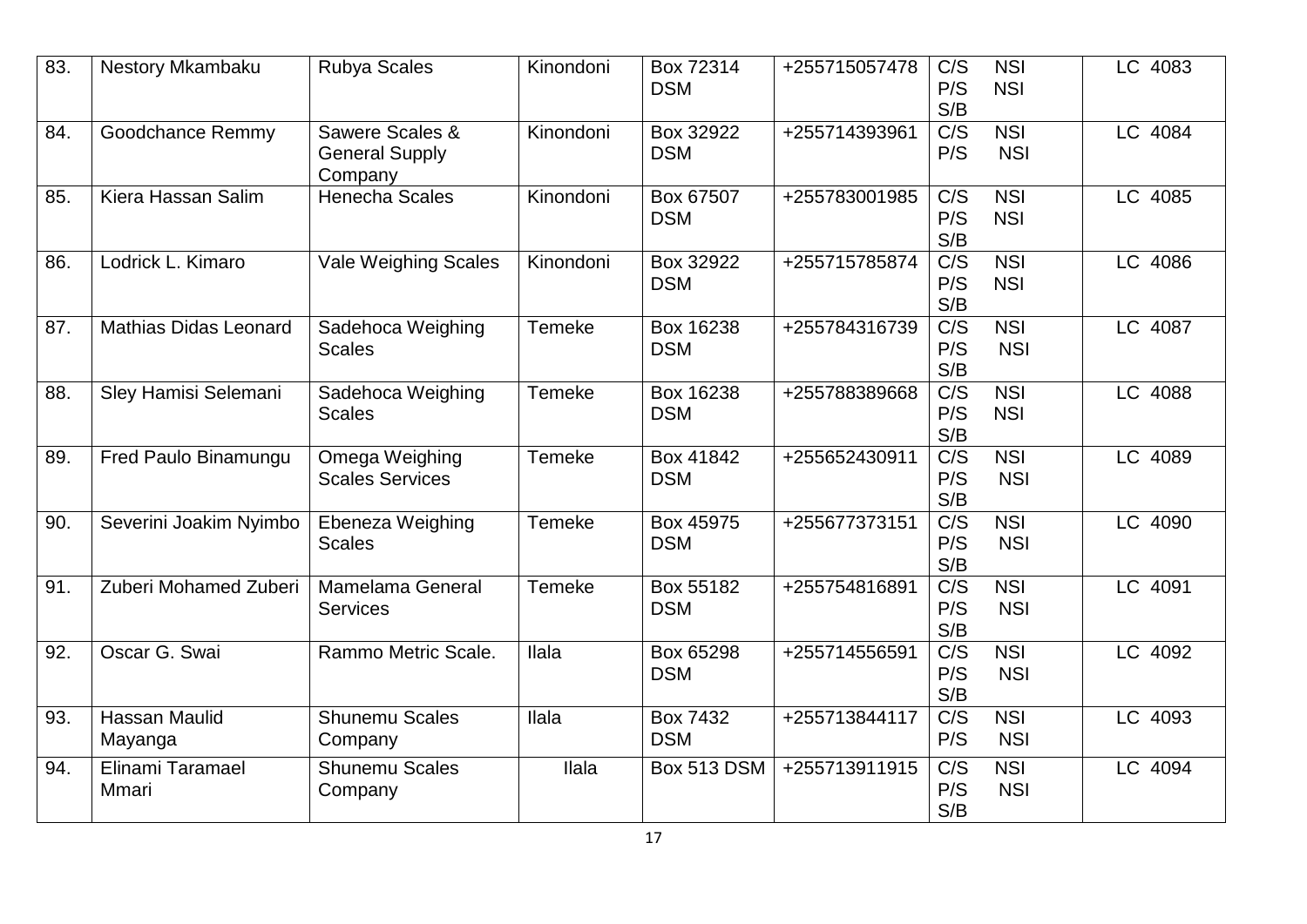| 83. | Nestory Mkambaku | Rubya Scales | Kinondoni | Box 72314 DSM | +255715057478 | C/S NSI<br>P/S NSI<br>S/B | LC 4083 |
|---|---|---|---|---|---|---|---|
| 84. | Goodchance Remmy | Sawere Scales & General Supply Company | Kinondoni | Box 32922 DSM | +255714393961 | C/S NSI<br>P/S NSI | LC 4084 |
| 85. | Kiera Hassan Salim | Henecha Scales | Kinondoni | Box 67507 DSM | +255783001985 | C/S NSI<br>P/S NSI<br>S/B | LC 4085 |
| 86. | Lodrick L. Kimaro | Vale Weighing Scales | Kinondoni | Box 32922 DSM | +255715785874 | C/S NSI<br>P/S NSI<br>S/B | LC 4086 |
| 87. | Mathias Didas Leonard | Sadehoca Weighing Scales | Temeke | Box 16238 DSM | +255784316739 | C/S NSI<br>P/S NSI<br>S/B | LC 4087 |
| 88. | Sley Hamisi Selemani | Sadehoca Weighing Scales | Temeke | Box 16238 DSM | +255788389668 | C/S NSI<br>P/S NSI<br>S/B | LC 4088 |
| 89. | Fred Paulo Binamungu | Omega Weighing Scales Services | Temeke | Box 41842 DSM | +255652430911 | C/S NSI<br>P/S NSI<br>S/B | LC 4089 |
| 90. | Severini Joakim Nyimbo | Ebeneza Weighing Scales | Temeke | Box 45975 DSM | +255677373151 | C/S NSI<br>P/S NSI<br>S/B | LC 4090 |
| 91. | Zuberi Mohamed Zuberi | Mamelama General Services | Temeke | Box 55182 DSM | +255754816891 | C/S NSI<br>P/S NSI<br>S/B | LC 4091 |
| 92. | Oscar G. Swai | Rammo Metric Scale. | Ilala | Box 65298 DSM | +255714556591 | C/S NSI<br>P/S NSI<br>S/B | LC 4092 |
| 93. | Hassan Maulid Mayanga | Shunemu Scales Company | Ilala | Box 7432 DSM | +255713844117 | C/S NSI<br>P/S NSI | LC 4093 |
| 94. | Elinami Taramael Mmari | Shunemu Scales Company | Ilala | Box 513 DSM | +255713911915 | C/S NSI<br>P/S NSI<br>S/B | LC 4094 |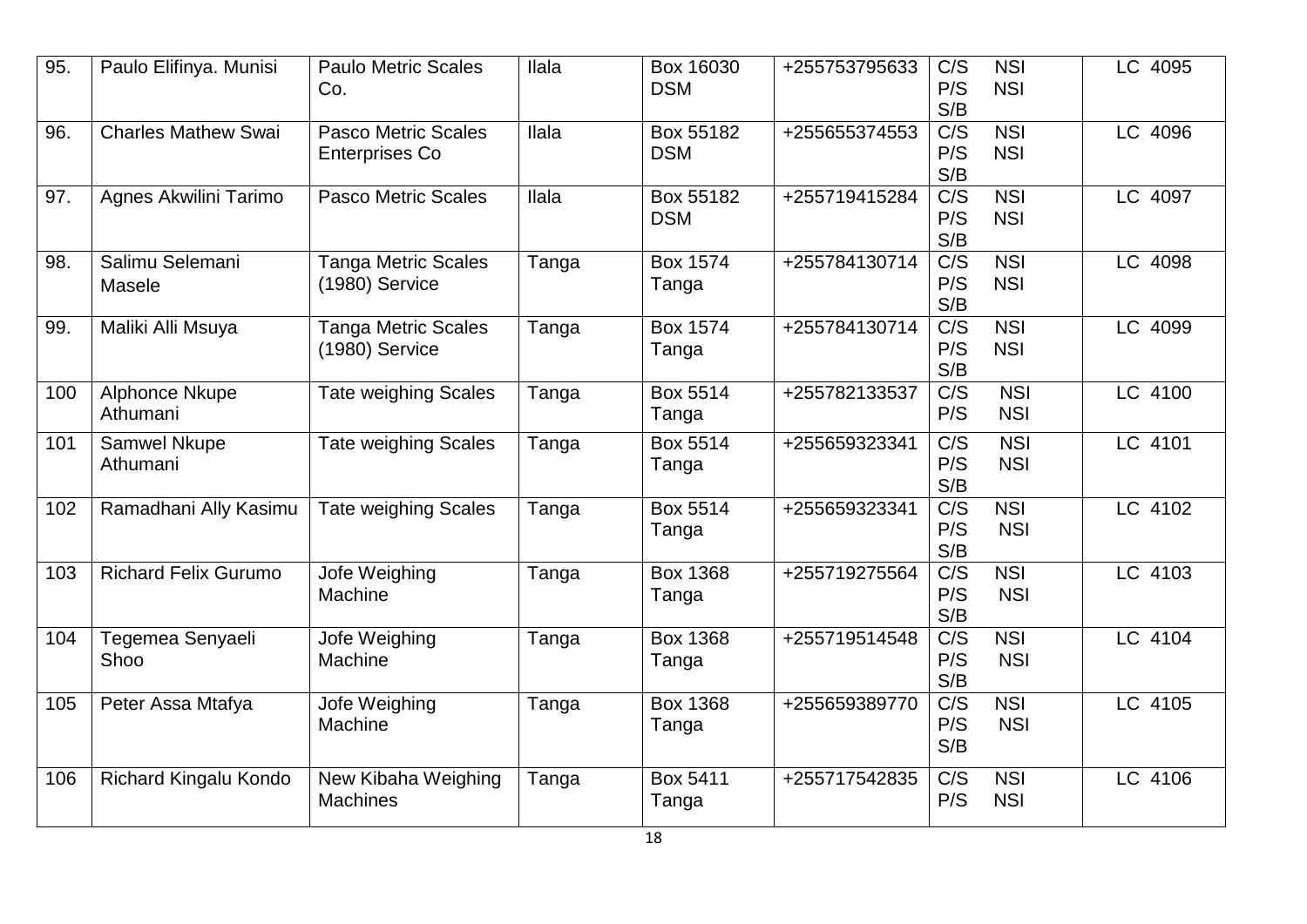| 95. | Paulo Elifinya. Munisi | Paulo Metric Scales Co. | Ilala | Box 16030 DSM | +255753795633 | C/S NSI<br>P/S NSI<br>S/B | LC 4095 |
|---|---|---|---|---|---|---|---|
| 96. | Charles Mathew Swai | Pasco Metric Scales Enterprises Co | Ilala | Box 55182 DSM | +255655374553 | C/S NSI<br>P/S NSI<br>S/B | LC 4096 |
| 97. | Agnes Akwilini Tarimo | Pasco Metric Scales | Ilala | Box 55182 DSM | +255719415284 | C/S NSI<br>P/S NSI<br>S/B | LC 4097 |
| 98. | Salimu Selemani Masele | Tanga Metric Scales (1980) Service | Tanga | Box 1574 Tanga | +255784130714 | C/S NSI<br>P/S NSI<br>S/B | LC 4098 |
| 99. | Maliki Alli Msuya | Tanga Metric Scales (1980) Service | Tanga | Box 1574 Tanga | +255784130714 | C/S NSI<br>P/S NSI<br>S/B | LC 4099 |
| 100 | Alphonce Nkupe Athumani | Tate weighing Scales | Tanga | Box 5514 Tanga | +255782133537 | C/S NSI<br>P/S NSI | LC 4100 |
| 101 | Samwel Nkupe Athumani | Tate weighing Scales | Tanga | Box 5514 Tanga | +255659323341 | C/S NSI<br>P/S NSI<br>S/B | LC 4101 |
| 102 | Ramadhani Ally Kasimu | Tate weighing Scales | Tanga | Box 5514 Tanga | +255659323341 | C/S NSI<br>P/S NSI<br>S/B | LC 4102 |
| 103 | Richard Felix Gurumo | Jofe Weighing Machine | Tanga | Box 1368 Tanga | +255719275564 | C/S NSI<br>P/S NSI<br>S/B | LC 4103 |
| 104 | Tegemea Senyaeli Shoo | Jofe Weighing Machine | Tanga | Box 1368 Tanga | +255719514548 | C/S NSI<br>P/S NSI<br>S/B | LC 4104 |
| 105 | Peter Assa Mtafya | Jofe Weighing Machine | Tanga | Box 1368 Tanga | +255659389770 | C/S NSI<br>P/S NSI<br>S/B | LC 4105 |
| 106 | Richard Kingalu Kondo | New Kibaha Weighing Machines | Tanga | Box 5411 Tanga | +255717542835 | C/S NSI<br>P/S NSI | LC 4106 |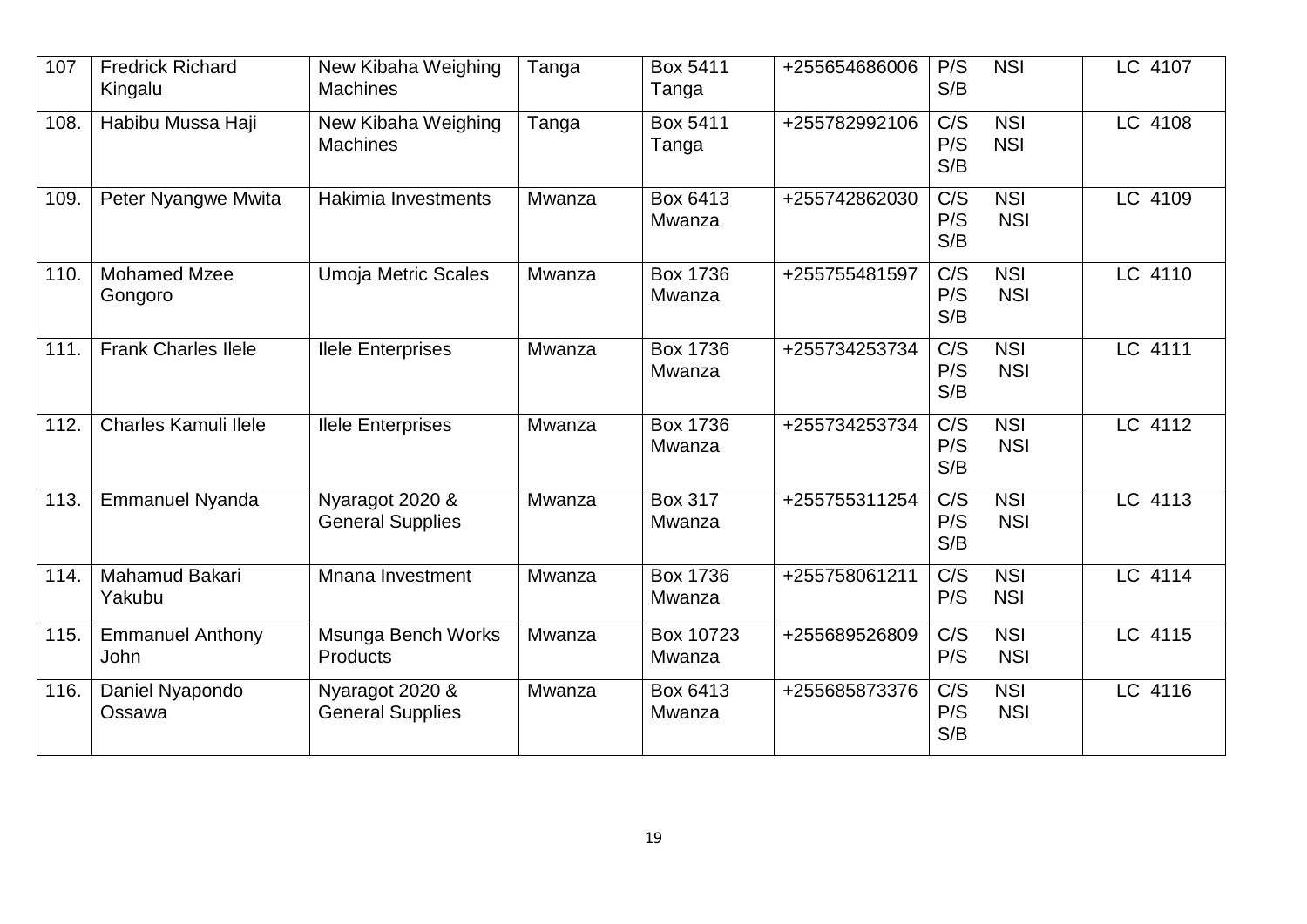| 107 | Fredrick Richard Kingalu | New Kibaha Weighing Machines | Tanga | Box 5411 Tanga | +255654686006 | P/S NSI<br>S/B | LC 4107 |
|---|---|---|---|---|---|---|---|
| 108. | Habibu Mussa Haji | New Kibaha Weighing Machines | Tanga | Box 5411 Tanga | +255782992106 | C/S NSI<br>P/S NSI<br>S/B | LC 4108 |
| 109. | Peter Nyangwe Mwita | Hakimia Investments | Mwanza | Box 6413 Mwanza | +255742862030 | C/S NSI<br>P/S NSI<br>S/B | LC 4109 |
| 110. | Mohamed Mzee Gongoro | Umoja Metric Scales | Mwanza | Box 1736 Mwanza | +255755481597 | C/S NSI<br>P/S NSI<br>S/B | LC 4110 |
| 111. | Frank Charles Ilele | Ilele Enterprises | Mwanza | Box 1736 Mwanza | +255734253734 | C/S NSI<br>P/S NSI<br>S/B | LC 4111 |
| 112. | Charles Kamuli Ilele | Ilele Enterprises | Mwanza | Box 1736 Mwanza | +255734253734 | C/S NSI<br>P/S NSI<br>S/B | LC 4112 |
| 113. | Emmanuel Nyanda | Nyaragot 2020 & General Supplies | Mwanza | Box 317 Mwanza | +255755311254 | C/S NSI<br>P/S NSI<br>S/B | LC 4113 |
| 114. | Mahamud Bakari Yakubu | Mnana Investment | Mwanza | Box 1736 Mwanza | +255758061211 | C/S NSI<br>P/S NSI | LC 4114 |
| 115. | Emmanuel Anthony John | Msunga Bench Works Products | Mwanza | Box 10723 Mwanza | +255689526809 | C/S NSI<br>P/S NSI | LC 4115 |
| 116. | Daniel Nyapondo Ossawa | Nyaragot 2020 & General Supplies | Mwanza | Box 6413 Mwanza | +255685873376 | C/S NSI<br>P/S NSI<br>S/B | LC 4116 |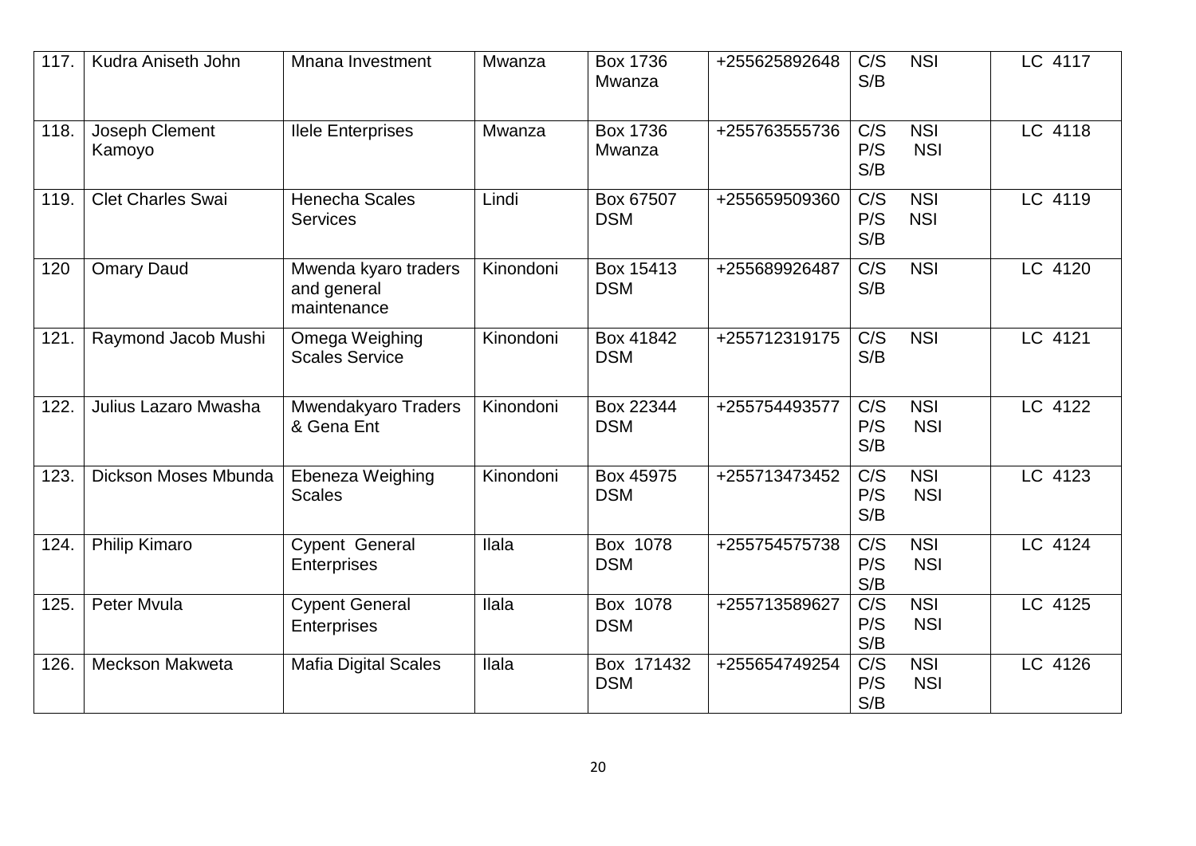| 117. | Kudra Aniseth John | Mnana Investment | Mwanza | Box 1736 Mwanza | +255625892648 | C/S NSI S/B | LC 4117 |
|---|---|---|---|---|---|---|---|
| 118. | Joseph Clement Kamoyo | Ilele Enterprises | Mwanza | Box 1736 Mwanza | +255763555736 | C/S NSI P/S NSI S/B | LC 4118 |
| 119. | Clet Charles Swai | Henecha Scales Services | Lindi | Box 67507 DSM | +255659509360 | C/S NSI P/S NSI S/B | LC 4119 |
| 120 | Omary Daud | Mwenda kyaro traders and general maintenance | Kinondoni | Box 15413 DSM | +255689926487 | C/S NSI S/B | LC 4120 |
| 121. | Raymond Jacob Mushi | Omega Weighing Scales Service | Kinondoni | Box 41842 DSM | +255712319175 | C/S NSI S/B | LC 4121 |
| 122. | Julius Lazaro Mwasha | Mwendakyaro Traders & Gena Ent | Kinondoni | Box 22344 DSM | +255754493577 | C/S NSI P/S NSI S/B | LC 4122 |
| 123. | Dickson Moses Mbunda | Ebeneza Weighing Scales | Kinondoni | Box 45975 DSM | +255713473452 | C/S NSI P/S NSI S/B | LC 4123 |
| 124. | Philip Kimaro | Cypent General Enterprises | Ilala | Box 1078 DSM | +255754575738 | C/S NSI P/S NSI S/B | LC 4124 |
| 125. | Peter Mvula | Cypent General Enterprises | Ilala | Box 1078 DSM | +255713589627 | C/S NSI P/S NSI S/B | LC 4125 |
| 126. | Meckson Makweta | Mafia Digital Scales | Ilala | Box 171432 DSM | +255654749254 | C/S NSI P/S NSI S/B | LC 4126 |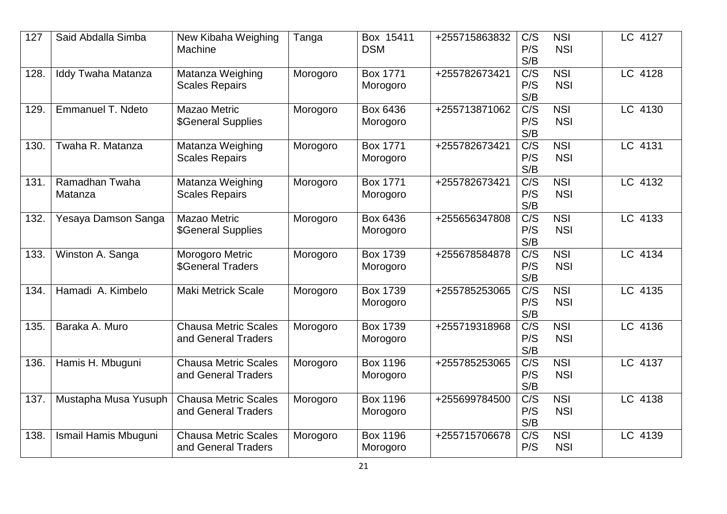| 127 | Said Abdalla Simba | New Kibaha Weighing Machine | Tanga | Box 15411 DSM | +255715863832 | C/S NSI<br>P/S NSI<br>S/B | LC 4127 |
|---|---|---|---|---|---|---|---|
| 128. | Iddy Twaha Matanza | Matanza Weighing Scales Repairs | Morogoro | Box 1771 Morogoro | +255782673421 | C/S NSI<br>P/S NSI<br>S/B | LC 4128 |
| 129. | Emmanuel T. Ndeto | Mazao Metric $General Supplies | Morogoro | Box 6436 Morogoro | +255713871062 | C/S NSI<br>P/S NSI<br>S/B | LC 4130 |
| 130. | Twaha R. Matanza | Matanza Weighing Scales Repairs | Morogoro | Box 1771 Morogoro | +255782673421 | C/S NSI<br>P/S NSI<br>S/B | LC 4131 |
| 131. | Ramadhan Twaha Matanza | Matanza Weighing Scales Repairs | Morogoro | Box 1771 Morogoro | +255782673421 | C/S NSI<br>P/S NSI<br>S/B | LC 4132 |
| 132. | Yesaya Damson Sanga | Mazao Metric $General Supplies | Morogoro | Box 6436 Morogoro | +255656347808 | C/S NSI<br>P/S NSI<br>S/B | LC 4133 |
| 133. | Winston A. Sanga | Morogoro Metric $General Traders | Morogoro | Box 1739 Morogoro | +255678584878 | C/S NSI<br>P/S NSI<br>S/B | LC 4134 |
| 134. | Hamadi A. Kimbelo | Maki Metrick Scale | Morogoro | Box 1739 Morogoro | +255785253065 | C/S NSI<br>P/S NSI<br>S/B | LC 4135 |
| 135. | Baraka A. Muro | Chausa Metric Scales and General Traders | Morogoro | Box 1739 Morogoro | +255719318968 | C/S NSI<br>P/S NSI<br>S/B | LC 4136 |
| 136. | Hamis H. Mbuguni | Chausa Metric Scales and General Traders | Morogoro | Box 1196 Morogoro | +255785253065 | C/S NSI<br>P/S NSI<br>S/B | LC 4137 |
| 137. | Mustapha Musa Yusuph | Chausa Metric Scales and General Traders | Morogoro | Box 1196 Morogoro | +255699784500 | C/S NSI<br>P/S NSI<br>S/B | LC 4138 |
| 138. | Ismail Hamis Mbuguni | Chausa Metric Scales and General Traders | Morogoro | Box 1196 Morogoro | +255715706678 | C/S NSI<br>P/S NSI | LC 4139 |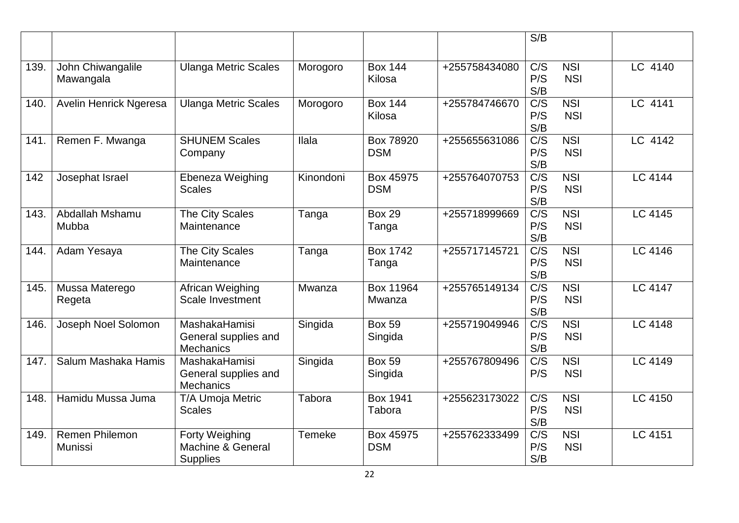| | | | | | | S/B | |
|---|---|---|---|---|---|---|---|
| 139. | John Chiwangalile Mawangala | Ulanga Metric Scales | Morogoro | Box 144 Kilosa | +255758434080 | C/S NSI<br>P/S NSI<br>S/B | LC 4140 |
| 140. | Avelin Henrick Ngeresa | Ulanga Metric Scales | Morogoro | Box 144 Kilosa | +255784746670 | C/S NSI<br>P/S NSI<br>S/B | LC 4141 |
| 141. | Remen F. Mwanga | SHUNEM Scales Company | Ilala | Box 78920 DSM | +255655631086 | C/S NSI<br>P/S NSI<br>S/B | LC 4142 |
| 142 | Josephat Israel | Ebeneza Weighing Scales | Kinondoni | Box 45975 DSM | +255764070753 | C/S NSI<br>P/S NSI<br>S/B | LC 4144 |
| 143. | Abdallah Mshamu Mubba | The City Scales Maintenance | Tanga | Box 29 Tanga | +255718999669 | C/S NSI<br>P/S NSI<br>S/B | LC 4145 |
| 144. | Adam Yesaya | The City Scales Maintenance | Tanga | Box 1742 Tanga | +255717145721 | C/S NSI<br>P/S NSI<br>S/B | LC 4146 |
| 145. | Mussa Materego Regeta | African Weighing Scale Investment | Mwanza | Box 11964 Mwanza | +255765149134 | C/S NSI<br>P/S NSI<br>S/B | LC 4147 |
| 146. | Joseph Noel Solomon | MashakaHamisi General supplies and Mechanics | Singida | Box 59 Singida | +255719049946 | C/S NSI<br>P/S NSI<br>S/B | LC 4148 |
| 147. | Salum Mashaka Hamis | MashakaHamisi General supplies and Mechanics | Singida | Box 59 Singida | +255767809496 | C/S NSI<br>P/S NSI | LC 4149 |
| 148. | Hamidu Mussa Juma | T/A Umoja Metric Scales | Tabora | Box 1941 Tabora | +255623173022 | C/S NSI<br>P/S NSI<br>S/B | LC 4150 |
| 149. | Remen Philemon Munissi | Forty Weighing Machine & General Supplies | Temeke | Box 45975 DSM | +255762333499 | C/S NSI<br>P/S NSI<br>S/B | LC 4151 |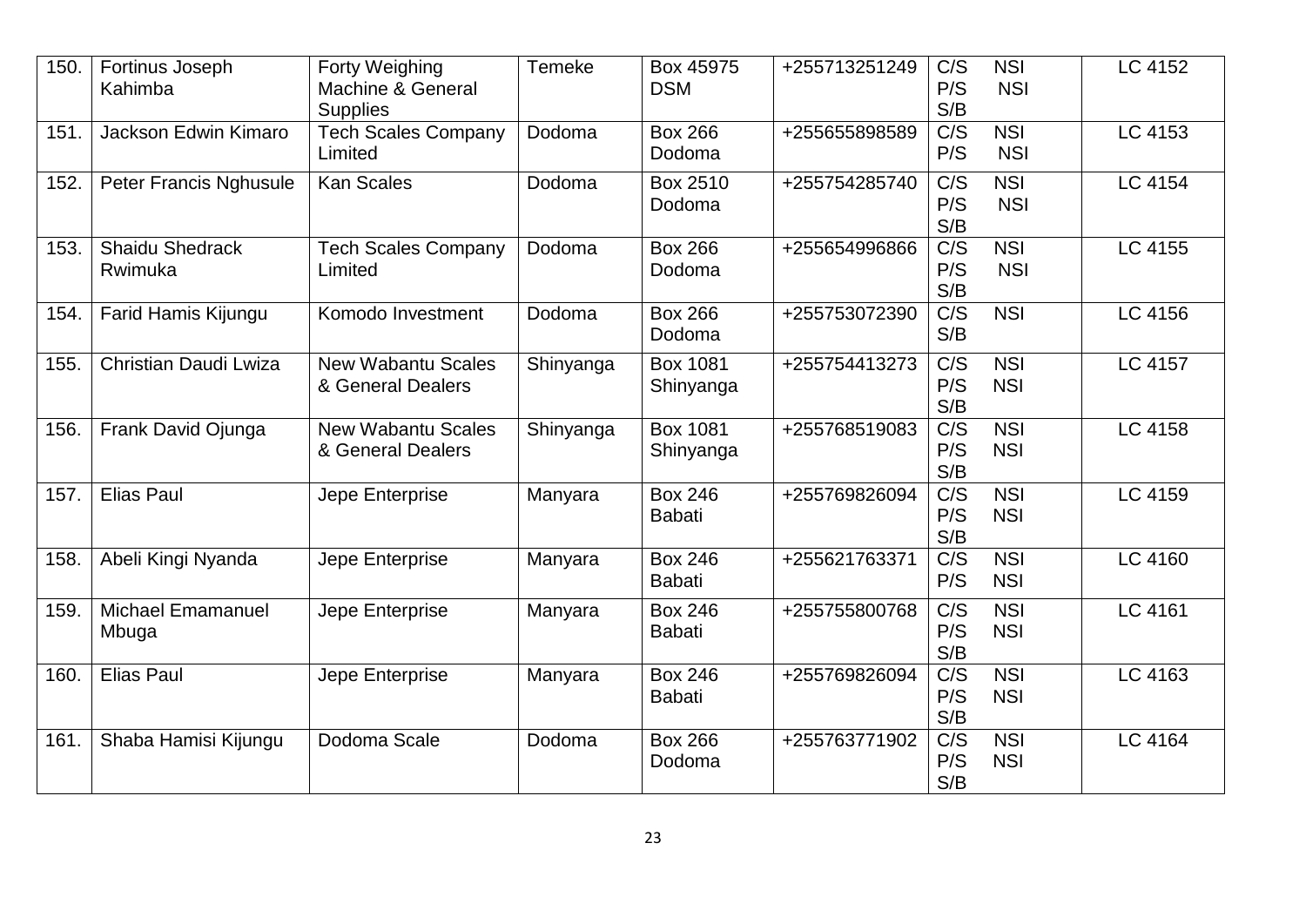| 150. | Fortinus Joseph Kahimba | Forty Weighing Machine & General Supplies | Temeke | Box 45975 DSM | +255713251249 | C/S NSI<br>P/S NSI<br>S/B | LC 4152 |
|---|---|---|---|---|---|---|---|
| 151. | Jackson Edwin Kimaro | Tech Scales Company Limited | Dodoma | Box 266 Dodoma | +255655898589 | C/S NSI<br>P/S NSI | LC 4153 |
| 152. | Peter Francis Nghusule | Kan Scales | Dodoma | Box 2510 Dodoma | +255754285740 | C/S NSI<br>P/S NSI<br>S/B | LC 4154 |
| 153. | Shaidu Shedrack Rwimuka | Tech Scales Company Limited | Dodoma | Box 266 Dodoma | +255654996866 | C/S NSI<br>P/S NSI<br>S/B | LC 4155 |
| 154. | Farid Hamis Kijungu | Komodo Investment | Dodoma | Box 266 Dodoma | +255753072390 | C/S NSI<br>S/B | LC 4156 |
| 155. | Christian Daudi Lwiza | New Wabantu Scales & General Dealers | Shinyanga | Box 1081 Shinyanga | +255754413273 | C/S NSI<br>P/S NSI<br>S/B | LC 4157 |
| 156. | Frank David Ojunga | New Wabantu Scales & General Dealers | Shinyanga | Box 1081 Shinyanga | +255768519083 | C/S NSI<br>P/S NSI<br>S/B | LC 4158 |
| 157. | Elias Paul | Jepe Enterprise | Manyara | Box 246 Babati | +255769826094 | C/S NSI<br>P/S NSI<br>S/B | LC 4159 |
| 158. | Abeli Kingi Nyanda | Jepe Enterprise | Manyara | Box 246 Babati | +255621763371 | C/S NSI<br>P/S NSI | LC 4160 |
| 159. | Michael Emamanuel Mbuga | Jepe Enterprise | Manyara | Box 246 Babati | +255755800768 | C/S NSI<br>P/S NSI<br>S/B | LC 4161 |
| 160. | Elias Paul | Jepe Enterprise | Manyara | Box 246 Babati | +255769826094 | C/S NSI<br>P/S NSI<br>S/B | LC 4163 |
| 161. | Shaba Hamisi Kijungu | Dodoma Scale | Dodoma | Box 266 Dodoma | +255763771902 | C/S NSI<br>P/S NSI<br>S/B | LC 4164 |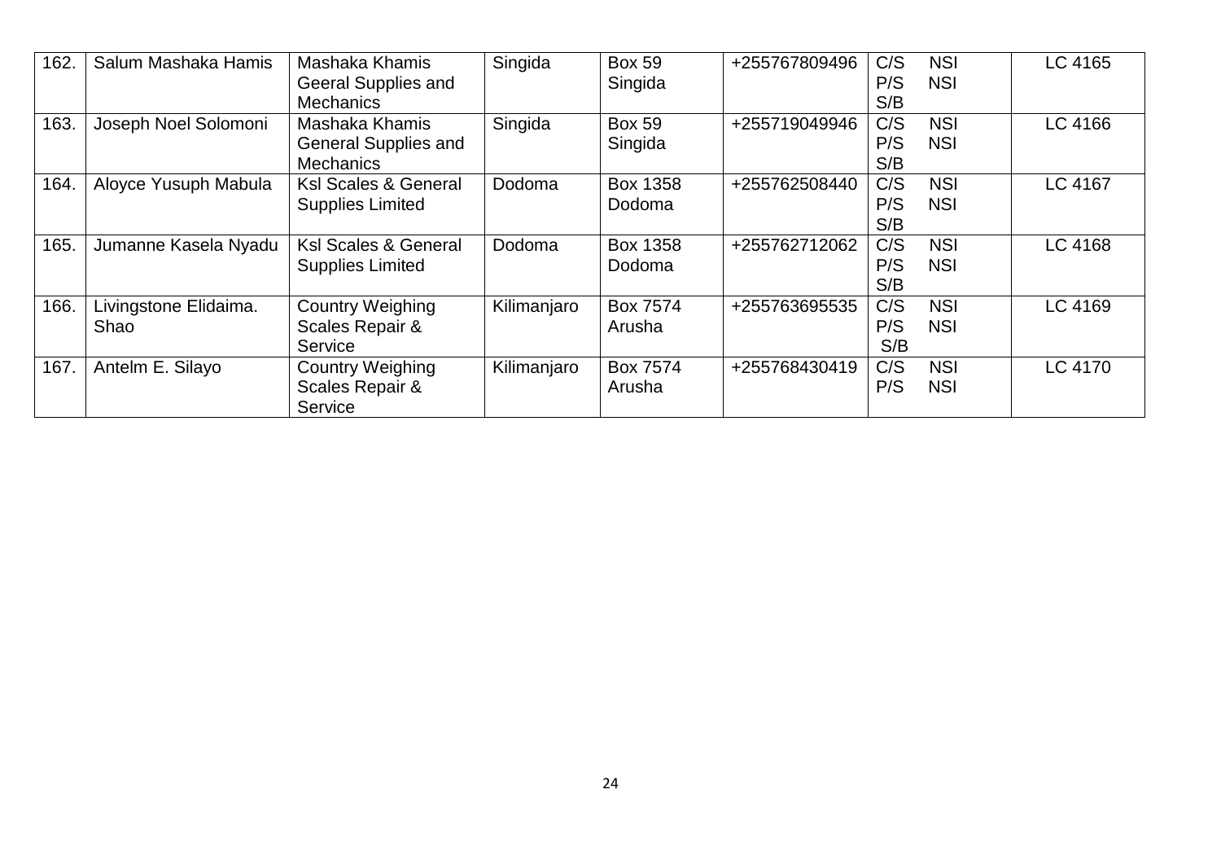| | | | | | | | |
|---|---|---|---|---|---|---|---|
| 162. | Salum Mashaka Hamis | Mashaka Khamis Geeral Supplies and Mechanics | Singida | Box 59 Singida | +255767809496 | C/S NSI<br>P/S NSI<br>S/B | LC 4165 |
| 163. | Joseph Noel Solomoni | Mashaka Khamis General Supplies and Mechanics | Singida | Box 59 Singida | +255719049946 | C/S NSI<br>P/S NSI<br>S/B | LC 4166 |
| 164. | Aloyce Yusuph Mabula | Ksl Scales & General Supplies Limited | Dodoma | Box 1358 Dodoma | +255762508440 | C/S NSI<br>P/S NSI<br>S/B | LC 4167 |
| 165. | Jumanne Kasela Nyadu | Ksl Scales & General Supplies Limited | Dodoma | Box 1358 Dodoma | +255762712062 | C/S NSI<br>P/S NSI<br>S/B | LC 4168 |
| 166. | Livingstone Elidaima. Shao | Country Weighing Scales Repair & Service | Kilimanjaro | Box 7574 Arusha | +255763695535 | C/S NSI<br>P/S NSI<br>S/B | LC 4169 |
| 167. | Antelm E. Silayo | Country Weighing Scales Repair & Service | Kilimanjaro | Box 7574 Arusha | +255768430419 | C/S NSI<br>P/S NSI | LC 4170 |